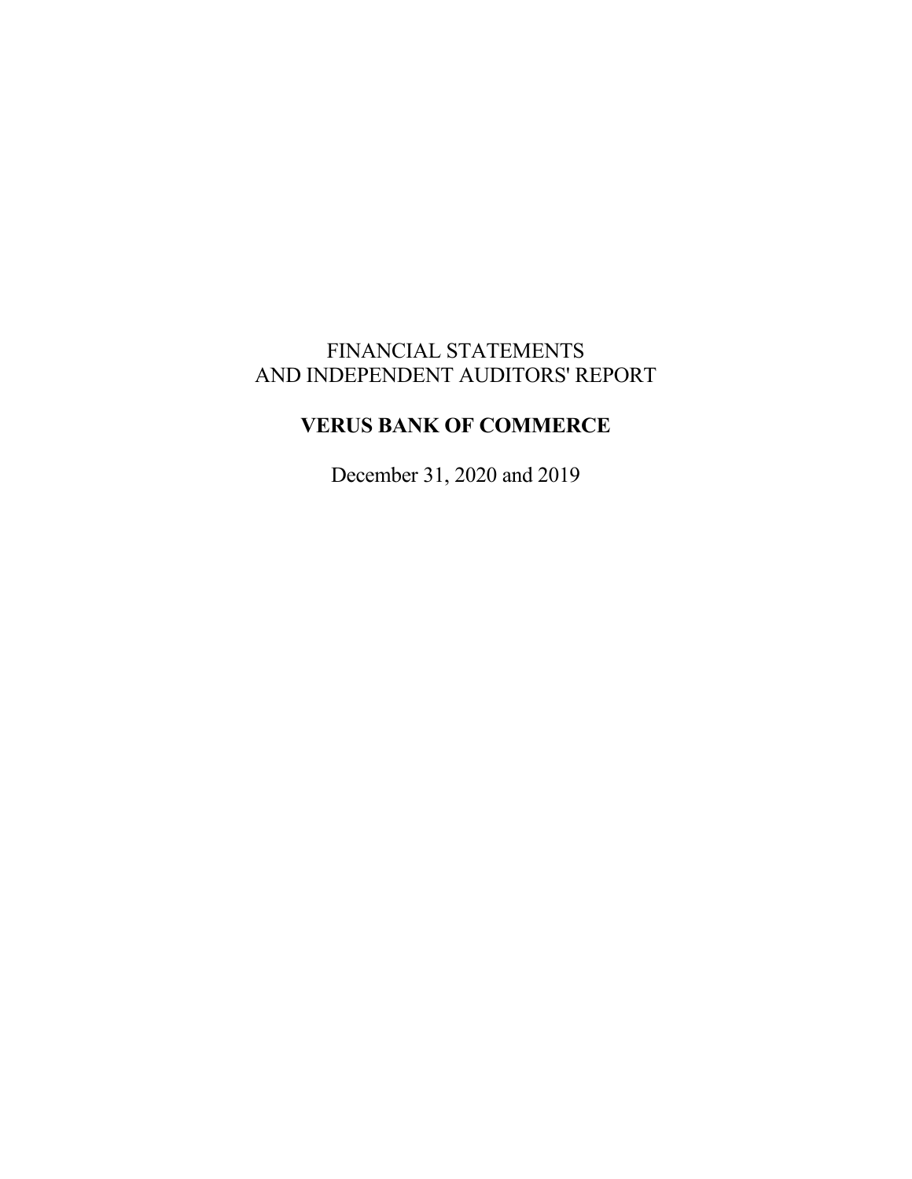FINANCIAL STATEMENTS
AND INDEPENDENT AUDITORS' REPORT

# VERUS BANK OF COMMERCE

December 31, 2020 and 2019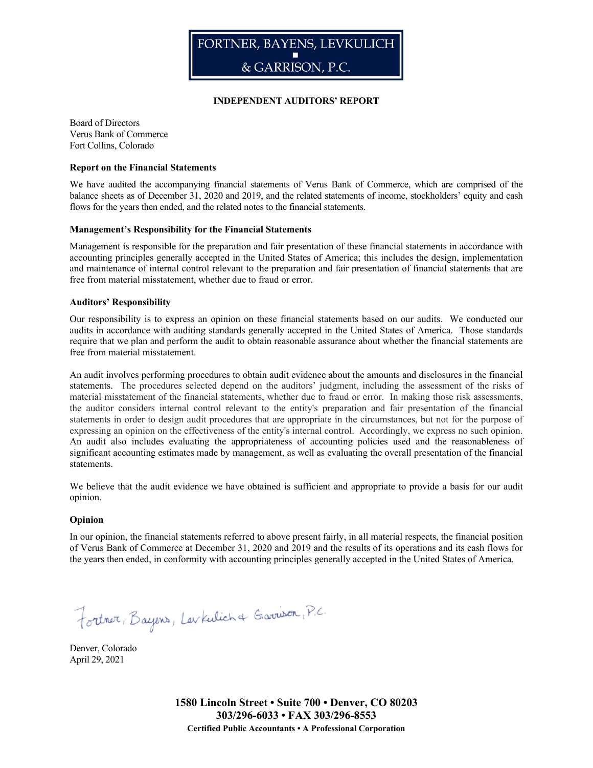FORTNER, BAYENS, LEVKULICH
& GARRISON, P.C.

**INDEPENDENT AUDITORS' REPORT**

Board of Directors
Verus Bank of Commerce
Fort Collins, Colorado

**Report on the Financial Statements**

We have audited the accompanying financial statements of Verus Bank of Commerce, which are comprised of the balance sheets as of December 31, 2020 and 2019, and the related statements of income, stockholders' equity and cash flows for the years then ended, and the related notes to the financial statements.

**Management's Responsibility for the Financial Statements**

Management is responsible for the preparation and fair presentation of these financial statements in accordance with accounting principles generally accepted in the United States of America; this includes the design, implementation and maintenance of internal control relevant to the preparation and fair presentation of financial statements that are free from material misstatement, whether due to fraud or error.

**Auditors' Responsibility**

Our responsibility is to express an opinion on these financial statements based on our audits. We conducted our audits in accordance with auditing standards generally accepted in the United States of America. Those standards require that we plan and perform the audit to obtain reasonable assurance about whether the financial statements are free from material misstatement.

An audit involves performing procedures to obtain audit evidence about the amounts and disclosures in the financial statements. The procedures selected depend on the auditors' judgment, including the assessment of the risks of material misstatement of the financial statements, whether due to fraud or error. In making those risk assessments, the auditor considers internal control relevant to the entity's preparation and fair presentation of the financial statements in order to design audit procedures that are appropriate in the circumstances, but not for the purpose of expressing an opinion on the effectiveness of the entity's internal control. Accordingly, we express no such opinion. An audit also includes evaluating the appropriateness of accounting policies used and the reasonableness of significant accounting estimates made by management, as well as evaluating the overall presentation of the financial statements.

We believe that the audit evidence we have obtained is sufficient and appropriate to provide a basis for our audit opinion.

**Opinion**

In our opinion, the financial statements referred to above present fairly, in all material respects, the financial position of Verus Bank of Commerce at December 31, 2020 and 2019 and the results of its operations and its cash flows for the years then ended, in conformity with accounting principles generally accepted in the United States of America.

Fortner, Bayens, Levkulich & Garrison, P.C.

Denver, Colorado
April 29, 2021

**1580 Lincoln Street • Suite 700 • Denver, CO 80203**
**303/296-6033 • FAX 303/296-8553**
**Certified Public Accountants • A Professional Corporation**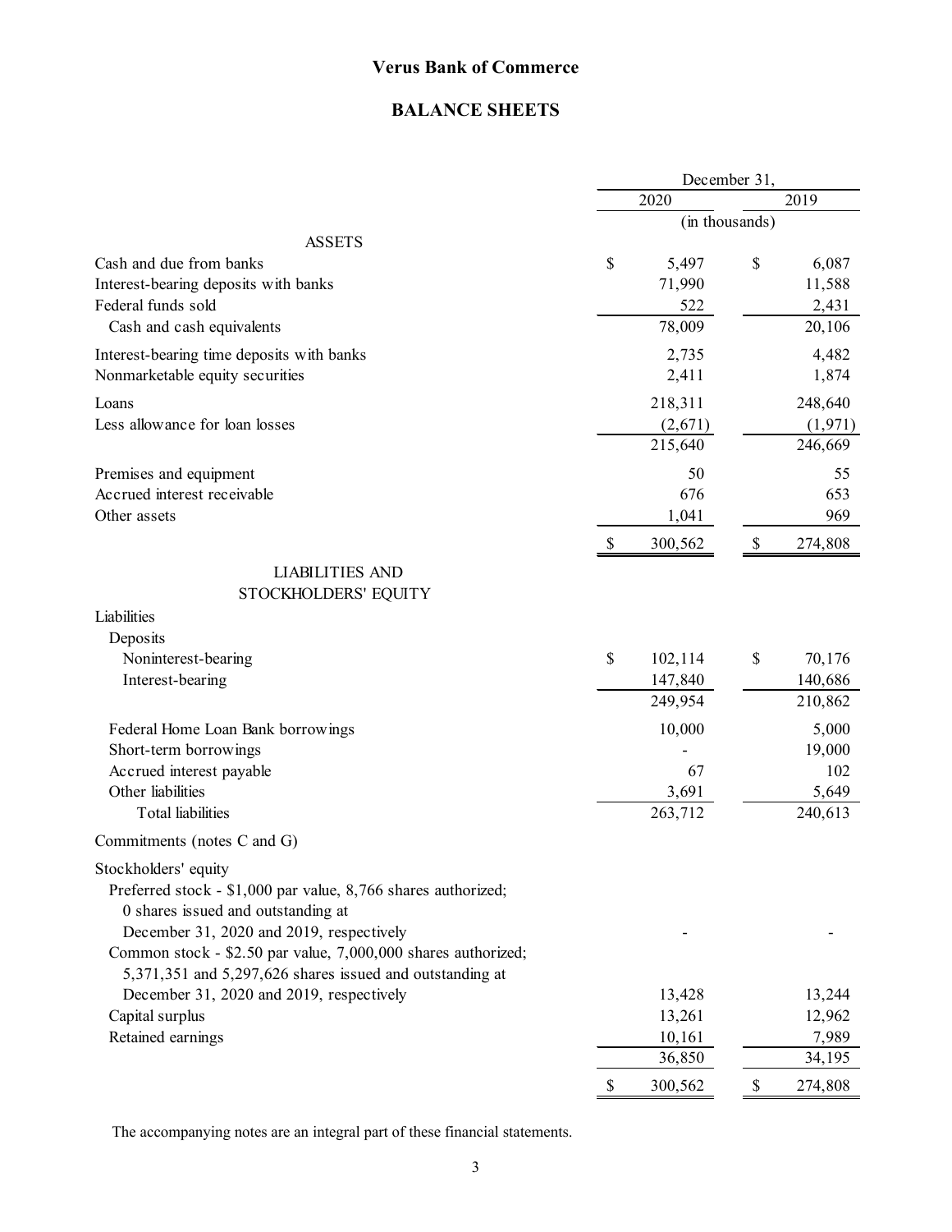# Verus Bank of Commerce

## BALANCE SHEETS

| | December 31, | |
|---|---|---|
| | 2020 | 2019 |
| | (in thousands) | |
| **ASSETS** | | |
| Cash and due from banks | $ 5,497 | $ 6,087 |
| Interest-bearing deposits with banks | 71,990 | 11,588 |
| Federal funds sold | 522 | 2,431 |
| Cash and cash equivalents | 78,009 | 20,106 |
| Interest-bearing time deposits with banks | 2,735 | 4,482 |
| Nonmarketable equity securities | 2,411 | 1,874 |
| Loans | 218,311 | 248,640 |
| Less allowance for loan losses | (2,671) | (1,971) |
| | 215,640 | 246,669 |
| Premises and equipment | 50 | 55 |
| Accrued interest receivable | 676 | 653 |
| Other assets | 1,041 | 969 |
| | $ 300,562 | $ 274,808 |
| **LIABILITIES AND STOCKHOLDERS' EQUITY** | | |
| Liabilities | | |
| Deposits | | |
| Noninterest-bearing | $ 102,114 | $ 70,176 |
| Interest-bearing | 147,840 | 140,686 |
| | 249,954 | 210,862 |
| Federal Home Loan Bank borrowings | 10,000 | 5,000 |
| Short-term borrowings | - | 19,000 |
| Accrued interest payable | 67 | 102 |
| Other liabilities | 3,691 | 5,649 |
| Total liabilities | 263,712 | 240,613 |
| Commitments (notes C and G) | | |
| Stockholders' equity | | |
| Preferred stock - $1,000 par value, 8,766 shares authorized; 0 shares issued and outstanding at December 31, 2020 and 2019, respectively | - | - |
| Common stock - $2.50 par value, 7,000,000 shares authorized; 5,371,351 and 5,297,626 shares issued and outstanding at December 31, 2020 and 2019, respectively | 13,428 | 13,244 |
| Capital surplus | 13,261 | 12,962 |
| Retained earnings | 10,161 | 7,989 |
| | 36,850 | 34,195 |
| | $ 300,562 | $ 274,808 |

The accompanying notes are an integral part of these financial statements.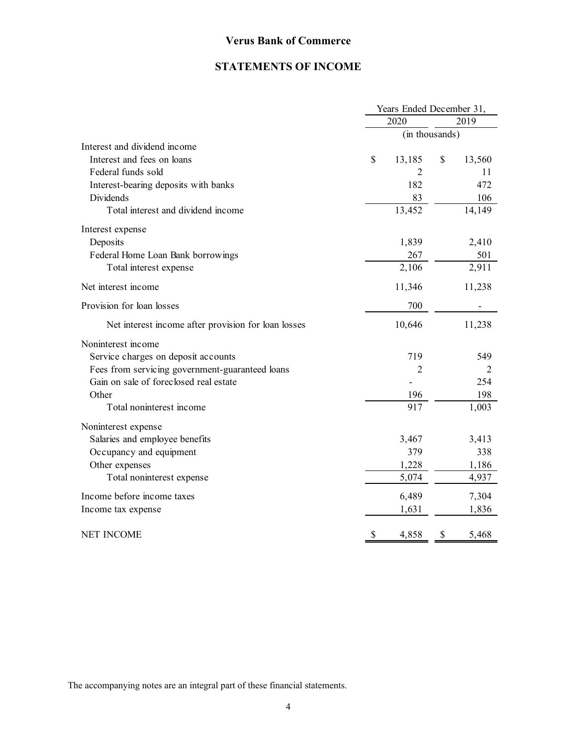# Verus Bank of Commerce

## STATEMENTS OF INCOME

| | Years Ended December 31, | |
|---|---|---|
| | 2020 | 2019 |
| | (in thousands) | |
| Interest and dividend income | | |
| Interest and fees on loans | $ 13,185 | $ 13,560 |
| Federal funds sold | 2 | 11 |
| Interest-bearing deposits with banks | 182 | 472 |
| Dividends | 83 | 106 |
| Total interest and dividend income | 13,452 | 14,149 |
| Interest expense | | |
| Deposits | 1,839 | 2,410 |
| Federal Home Loan Bank borrowings | 267 | 501 |
| Total interest expense | 2,106 | 2,911 |
| Net interest income | 11,346 | 11,238 |
| Provision for loan losses | 700 | - |
| Net interest income after provision for loan losses | 10,646 | 11,238 |
| Noninterest income | | |
| Service charges on deposit accounts | 719 | 549 |
| Fees from servicing government-guaranteed loans | 2 | 2 |
| Gain on sale of foreclosed real estate | - | 254 |
| Other | 196 | 198 |
| Total noninterest income | 917 | 1,003 |
| Noninterest expense | | |
| Salaries and employee benefits | 3,467 | 3,413 |
| Occupancy and equipment | 379 | 338 |
| Other expenses | 1,228 | 1,186 |
| Total noninterest expense | 5,074 | 4,937 |
| Income before income taxes | 6,489 | 7,304 |
| Income tax expense | 1,631 | 1,836 |
| NET INCOME | $ 4,858 | $ 5,468 |

The accompanying notes are an integral part of these financial statements.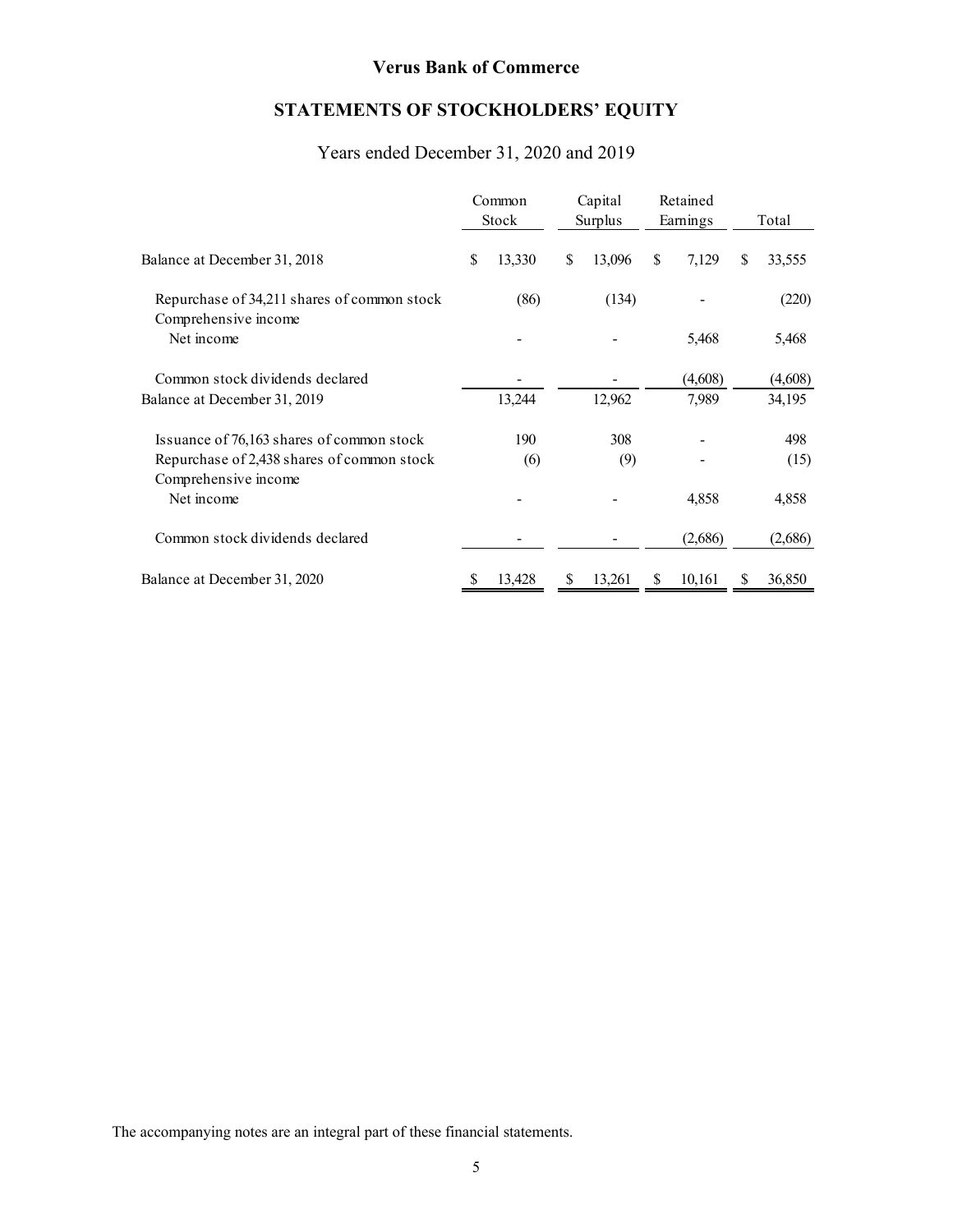# Verus Bank of Commerce

## STATEMENTS OF STOCKHOLDERS' EQUITY

Years ended December 31, 2020 and 2019

| | Common Stock | Capital Surplus | Retained Earnings | Total |
|---|---|---|---|---|
| Balance at December 31, 2018 | $ 13,330 | $ 13,096 | $ 7,129 | $ 33,555 |
| Repurchase of 34,211 shares of common stock | (86) | (134) | - | (220) |
| Comprehensive income | | | | |
| Net income | - | - | 5,468 | 5,468 |
| Common stock dividends declared | - | - | (4,608) | (4,608) |
| Balance at December 31, 2019 | 13,244 | 12,962 | 7,989 | 34,195 |
| Issuance of 76,163 shares of common stock | 190 | 308 | - | 498 |
| Repurchase of 2,438 shares of common stock | (6) | (9) | - | (15) |
| Comprehensive income | | | | |
| Net income | - | - | 4,858 | 4,858 |
| Common stock dividends declared | - | - | (2,686) | (2,686) |
| Balance at December 31, 2020 | $ 13,428 | $ 13,261 | $ 10,161 | $ 36,850 |

The accompanying notes are an integral part of these financial statements.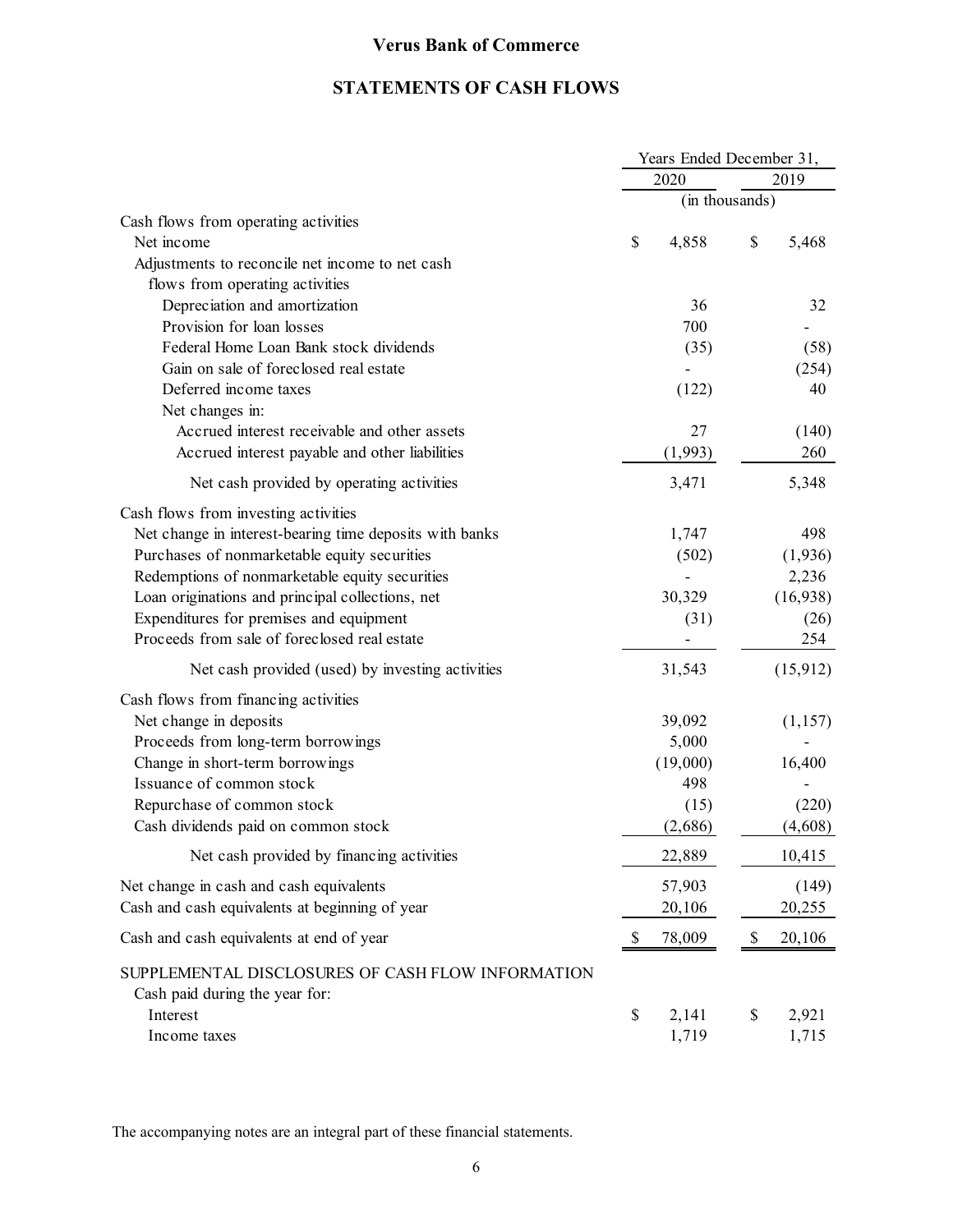# Verus Bank of Commerce

## STATEMENTS OF CASH FLOWS

| | Years Ended December 31, | |
|---|---|---|
| | 2020 | 2019 |
| | (in thousands) | |
| **Cash flows from operating activities** | | |
| Net income | $ 4,858 | $ 5,468 |
| Adjustments to reconcile net income to net cash flows from operating activities | | |
| Depreciation and amortization | 36 | 32 |
| Provision for loan losses | 700 | - |
| Federal Home Loan Bank stock dividends | (35) | (58) |
| Gain on sale of foreclosed real estate | - | (254) |
| Deferred income taxes | (122) | 40 |
| Net changes in: | | |
| Accrued interest receivable and other assets | 27 | (140) |
| Accrued interest payable and other liabilities | (1,993) | 260 |
| Net cash provided by operating activities | 3,471 | 5,348 |
| **Cash flows from investing activities** | | |
| Net change in interest-bearing time deposits with banks | 1,747 | 498 |
| Purchases of nonmarketable equity securities | (502) | (1,936) |
| Redemptions of nonmarketable equity securities | - | 2,236 |
| Loan originations and principal collections, net | 30,329 | (16,938) |
| Expenditures for premises and equipment | (31) | (26) |
| Proceeds from sale of foreclosed real estate | - | 254 |
| Net cash provided (used) by investing activities | 31,543 | (15,912) |
| **Cash flows from financing activities** | | |
| Net change in deposits | 39,092 | (1,157) |
| Proceeds from long-term borrowings | 5,000 | - |
| Change in short-term borrowings | (19,000) | 16,400 |
| Issuance of common stock | 498 | - |
| Repurchase of common stock | (15) | (220) |
| Cash dividends paid on common stock | (2,686) | (4,608) |
| Net cash provided by financing activities | 22,889 | 10,415 |
| Net change in cash and cash equivalents | 57,903 | (149) |
| Cash and cash equivalents at beginning of year | 20,106 | 20,255 |
| Cash and cash equivalents at end of year | $ 78,009 | $ 20,106 |
| **SUPPLEMENTAL DISCLOSURES OF CASH FLOW INFORMATION** | | |
| Cash paid during the year for: | | |
| Interest | $ 2,141 | $ 2,921 |
| Income taxes | 1,719 | 1,715 |

The accompanying notes are an integral part of these financial statements.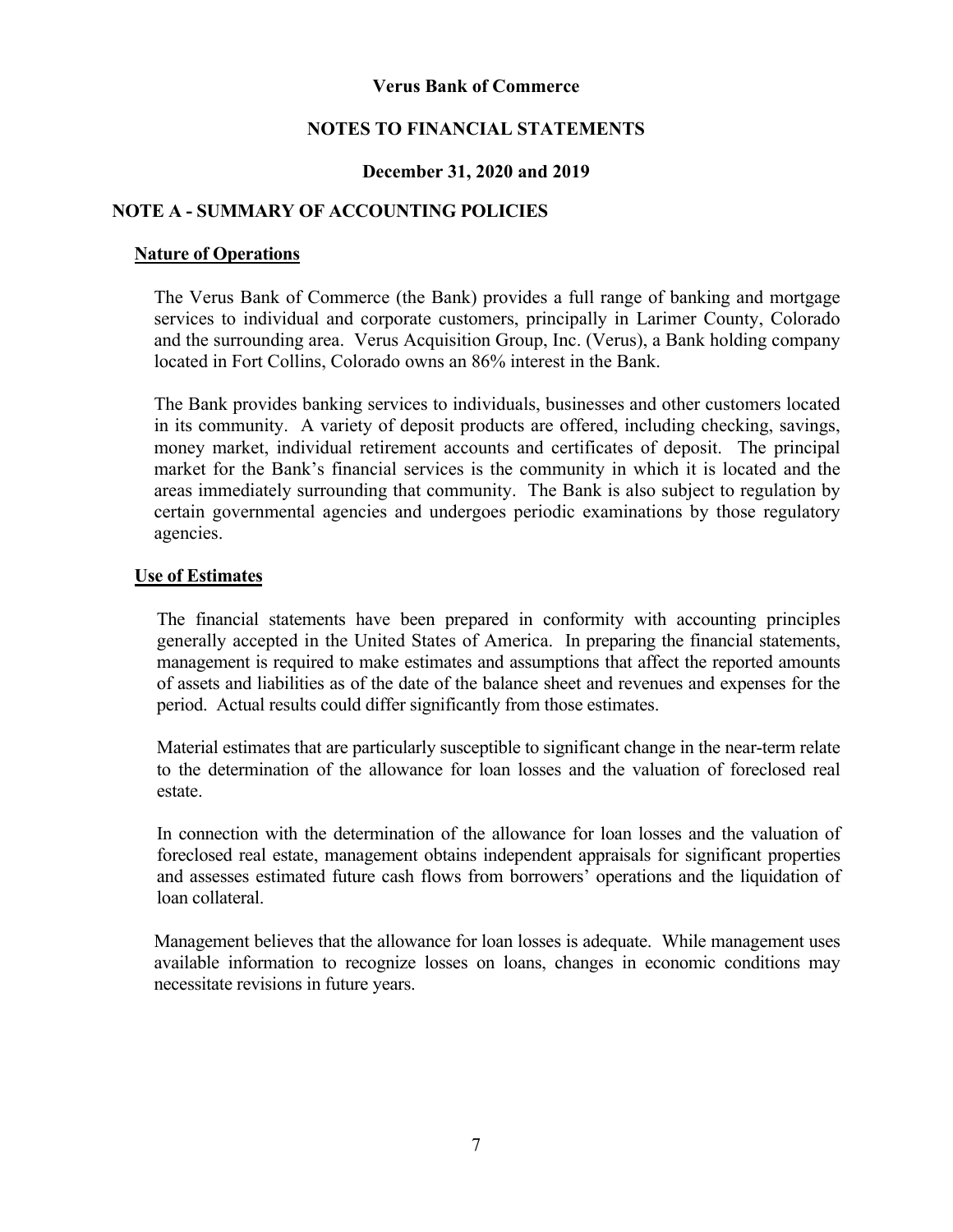# Verus Bank of Commerce

## NOTES TO FINANCIAL STATEMENTS

### December 31, 2020 and 2019

## NOTE A - SUMMARY OF ACCOUNTING POLICIES

### Nature of Operations

The Verus Bank of Commerce (the Bank) provides a full range of banking and mortgage services to individual and corporate customers, principally in Larimer County, Colorado and the surrounding area. Verus Acquisition Group, Inc. (Verus), a Bank holding company located in Fort Collins, Colorado owns an 86% interest in the Bank.

The Bank provides banking services to individuals, businesses and other customers located in its community. A variety of deposit products are offered, including checking, savings, money market, individual retirement accounts and certificates of deposit. The principal market for the Bank's financial services is the community in which it is located and the areas immediately surrounding that community. The Bank is also subject to regulation by certain governmental agencies and undergoes periodic examinations by those regulatory agencies.

### Use of Estimates

The financial statements have been prepared in conformity with accounting principles generally accepted in the United States of America. In preparing the financial statements, management is required to make estimates and assumptions that affect the reported amounts of assets and liabilities as of the date of the balance sheet and revenues and expenses for the period. Actual results could differ significantly from those estimates.

Material estimates that are particularly susceptible to significant change in the near-term relate to the determination of the allowance for loan losses and the valuation of foreclosed real estate.

In connection with the determination of the allowance for loan losses and the valuation of foreclosed real estate, management obtains independent appraisals for significant properties and assesses estimated future cash flows from borrowers' operations and the liquidation of loan collateral.

Management believes that the allowance for loan losses is adequate. While management uses available information to recognize losses on loans, changes in economic conditions may necessitate revisions in future years.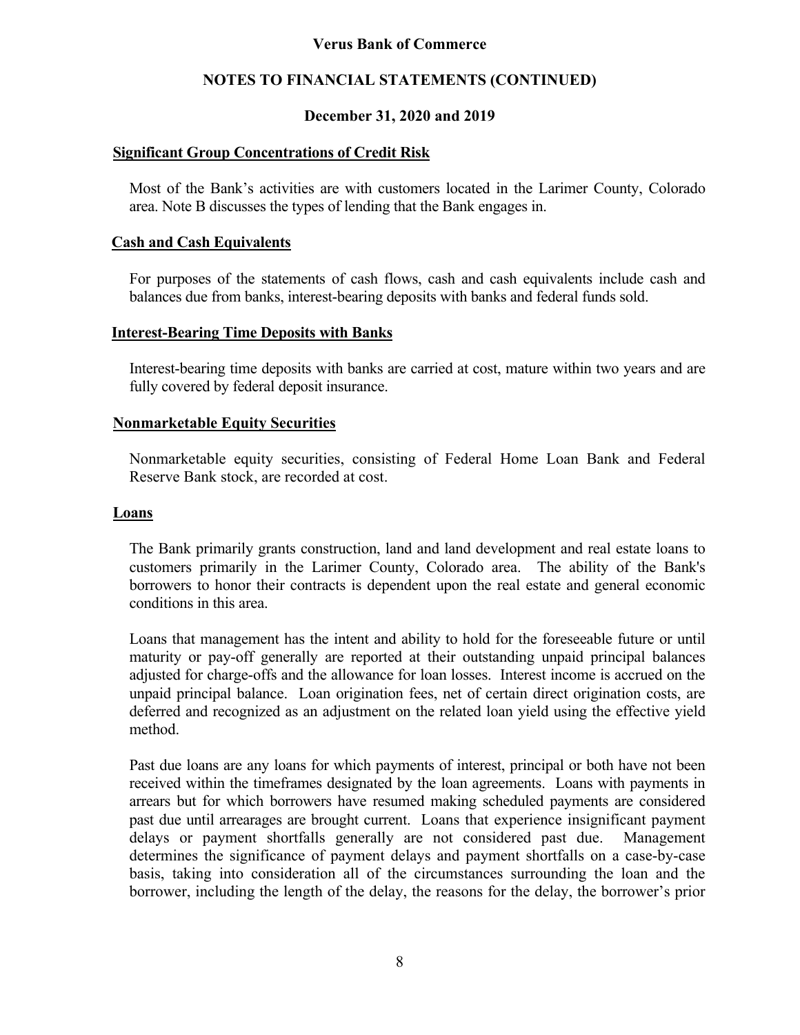## Significant Group Concentrations of Credit Risk

Most of the Bank's activities are with customers located in the Larimer County, Colorado area. Note B discusses the types of lending that the Bank engages in.

## Cash and Cash Equivalents

For purposes of the statements of cash flows, cash and cash equivalents include cash and balances due from banks, interest-bearing deposits with banks and federal funds sold.

## Interest-Bearing Time Deposits with Banks

Interest-bearing time deposits with banks are carried at cost, mature within two years and are fully covered by federal deposit insurance.

## Nonmarketable Equity Securities

Nonmarketable equity securities, consisting of Federal Home Loan Bank and Federal Reserve Bank stock, are recorded at cost.

## Loans

The Bank primarily grants construction, land and land development and real estate loans to customers primarily in the Larimer County, Colorado area. The ability of the Bank's borrowers to honor their contracts is dependent upon the real estate and general economic conditions in this area.

Loans that management has the intent and ability to hold for the foreseeable future or until maturity or pay-off generally are reported at their outstanding unpaid principal balances adjusted for charge-offs and the allowance for loan losses. Interest income is accrued on the unpaid principal balance. Loan origination fees, net of certain direct origination costs, are deferred and recognized as an adjustment on the related loan yield using the effective yield method.

Past due loans are any loans for which payments of interest, principal or both have not been received within the timeframes designated by the loan agreements. Loans with payments in arrears but for which borrowers have resumed making scheduled payments are considered past due until arrearages are brought current. Loans that experience insignificant payment delays or payment shortfalls generally are not considered past due. Management determines the significance of payment delays and payment shortfalls on a case-by-case basis, taking into consideration all of the circumstances surrounding the loan and the borrower, including the length of the delay, the reasons for the delay, the borrower's prior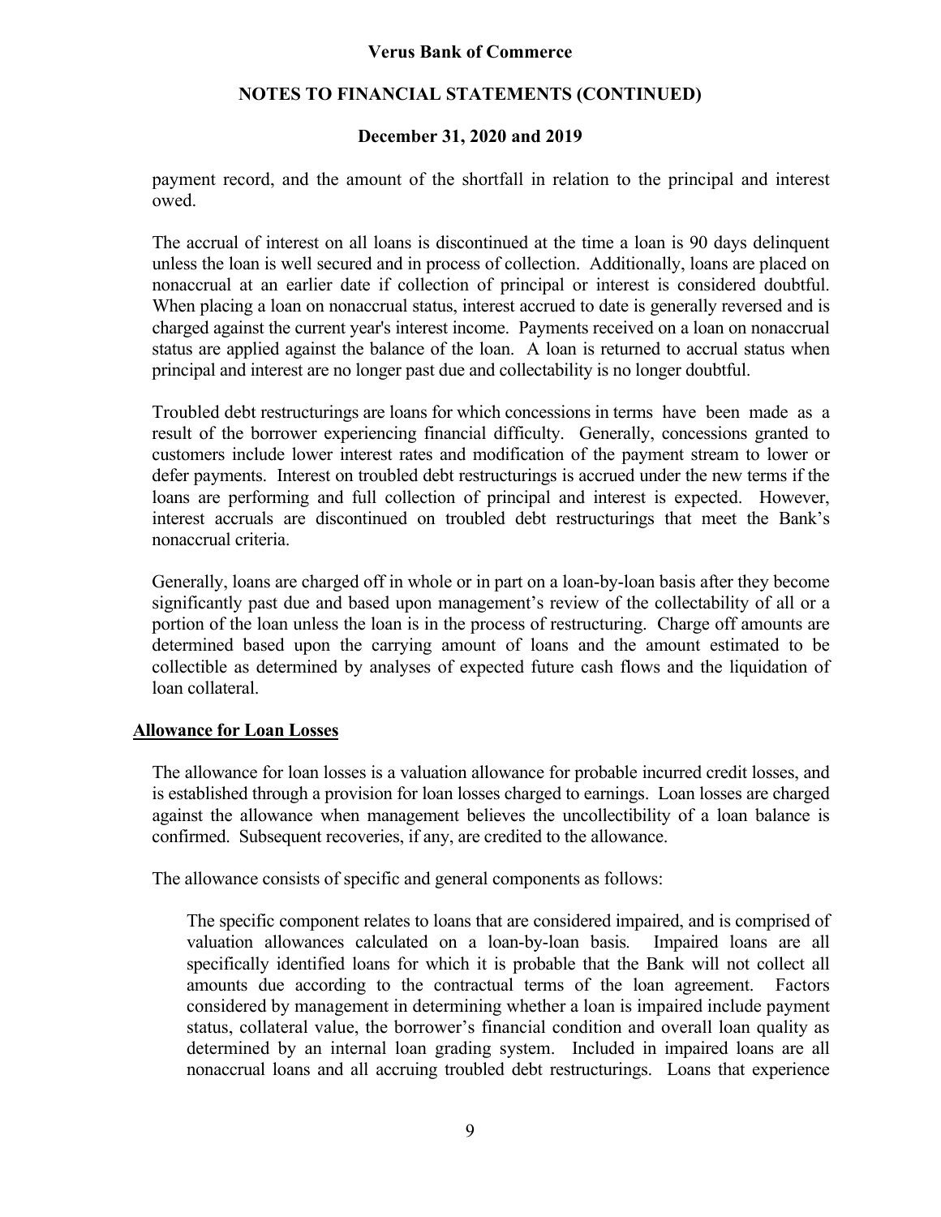payment record, and the amount of the shortfall in relation to the principal and interest owed.

The accrual of interest on all loans is discontinued at the time a loan is 90 days delinquent unless the loan is well secured and in process of collection. Additionally, loans are placed on nonaccrual at an earlier date if collection of principal or interest is considered doubtful. When placing a loan on nonaccrual status, interest accrued to date is generally reversed and is charged against the current year's interest income. Payments received on a loan on nonaccrual status are applied against the balance of the loan. A loan is returned to accrual status when principal and interest are no longer past due and collectability is no longer doubtful.

Troubled debt restructurings are loans for which concessions in terms have been made as a result of the borrower experiencing financial difficulty. Generally, concessions granted to customers include lower interest rates and modification of the payment stream to lower or defer payments. Interest on troubled debt restructurings is accrued under the new terms if the loans are performing and full collection of principal and interest is expected. However, interest accruals are discontinued on troubled debt restructurings that meet the Bank's nonaccrual criteria.

Generally, loans are charged off in whole or in part on a loan-by-loan basis after they become significantly past due and based upon management's review of the collectability of all or a portion of the loan unless the loan is in the process of restructuring. Charge off amounts are determined based upon the carrying amount of loans and the amount estimated to be collectible as determined by analyses of expected future cash flows and the liquidation of loan collateral.

**Allowance for Loan Losses**

The allowance for loan losses is a valuation allowance for probable incurred credit losses, and is established through a provision for loan losses charged to earnings. Loan losses are charged against the allowance when management believes the uncollectibility of a loan balance is confirmed. Subsequent recoveries, if any, are credited to the allowance.

The allowance consists of specific and general components as follows:

The specific component relates to loans that are considered impaired, and is comprised of valuation allowances calculated on a loan-by-loan basis. Impaired loans are all specifically identified loans for which it is probable that the Bank will not collect all amounts due according to the contractual terms of the loan agreement. Factors considered by management in determining whether a loan is impaired include payment status, collateral value, the borrower's financial condition and overall loan quality as determined by an internal loan grading system. Included in impaired loans are all nonaccrual loans and all accruing troubled debt restructurings. Loans that experience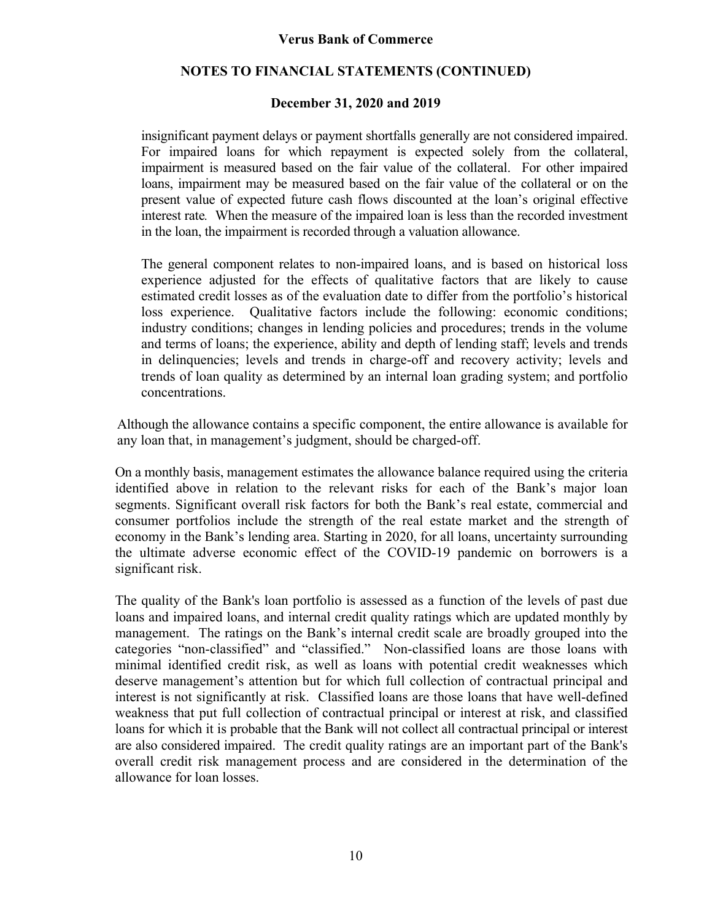insignificant payment delays or payment shortfalls generally are not considered impaired. For impaired loans for which repayment is expected solely from the collateral, impairment is measured based on the fair value of the collateral. For other impaired loans, impairment may be measured based on the fair value of the collateral or on the present value of expected future cash flows discounted at the loan's original effective interest rate. When the measure of the impaired loan is less than the recorded investment in the loan, the impairment is recorded through a valuation allowance.

The general component relates to non-impaired loans, and is based on historical loss experience adjusted for the effects of qualitative factors that are likely to cause estimated credit losses as of the evaluation date to differ from the portfolio's historical loss experience. Qualitative factors include the following: economic conditions; industry conditions; changes in lending policies and procedures; trends in the volume and terms of loans; the experience, ability and depth of lending staff; levels and trends in delinquencies; levels and trends in charge-off and recovery activity; levels and trends of loan quality as determined by an internal loan grading system; and portfolio concentrations.

Although the allowance contains a specific component, the entire allowance is available for any loan that, in management's judgment, should be charged-off.

On a monthly basis, management estimates the allowance balance required using the criteria identified above in relation to the relevant risks for each of the Bank's major loan segments. Significant overall risk factors for both the Bank's real estate, commercial and consumer portfolios include the strength of the real estate market and the strength of economy in the Bank's lending area. Starting in 2020, for all loans, uncertainty surrounding the ultimate adverse economic effect of the COVID-19 pandemic on borrowers is a significant risk.

The quality of the Bank's loan portfolio is assessed as a function of the levels of past due loans and impaired loans, and internal credit quality ratings which are updated monthly by management. The ratings on the Bank's internal credit scale are broadly grouped into the categories "non-classified" and "classified." Non-classified loans are those loans with minimal identified credit risk, as well as loans with potential credit weaknesses which deserve management's attention but for which full collection of contractual principal and interest is not significantly at risk. Classified loans are those loans that have well-defined weakness that put full collection of contractual principal or interest at risk, and classified loans for which it is probable that the Bank will not collect all contractual principal or interest are also considered impaired. The credit quality ratings are an important part of the Bank's overall credit risk management process and are considered in the determination of the allowance for loan losses.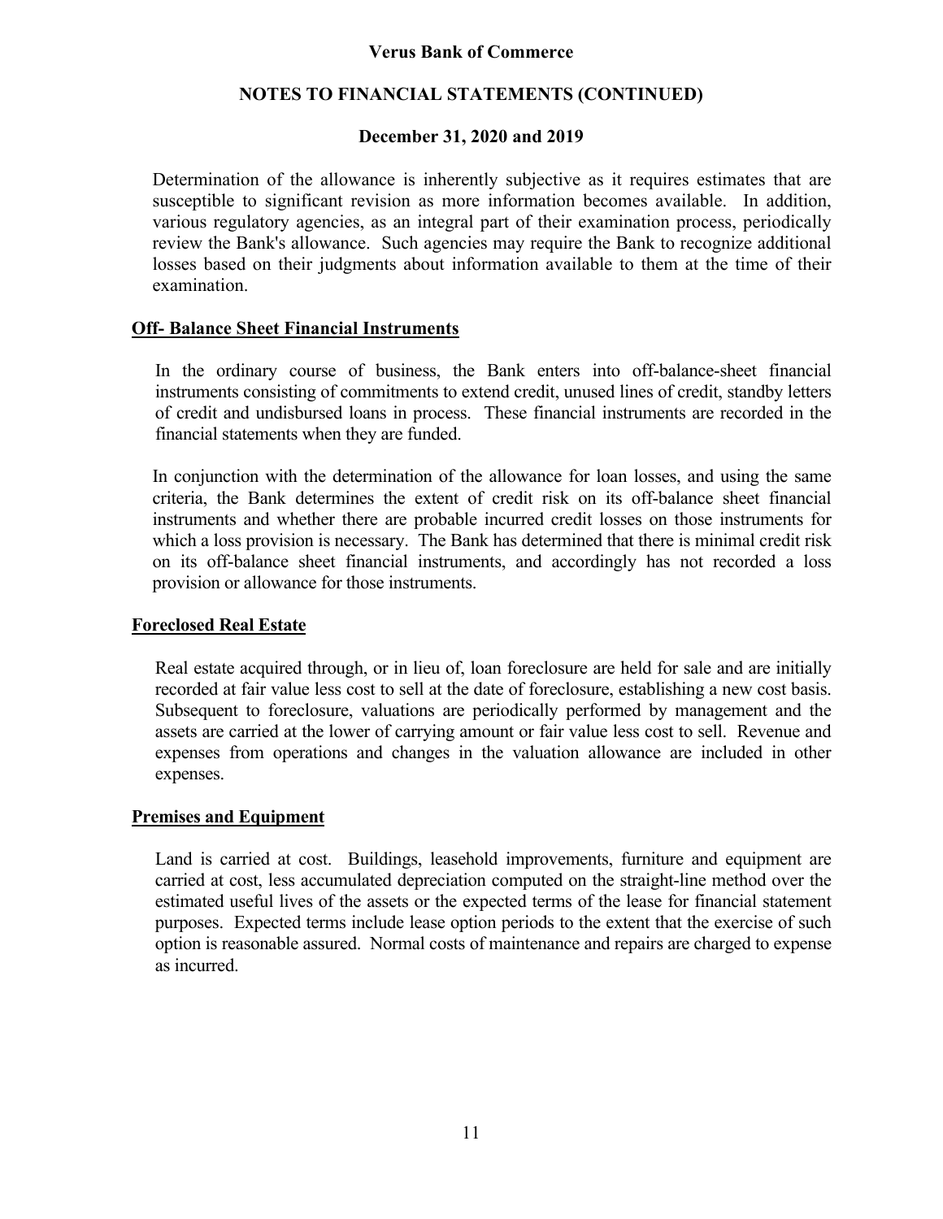Determination of the allowance is inherently subjective as it requires estimates that are susceptible to significant revision as more information becomes available. In addition, various regulatory agencies, as an integral part of their examination process, periodically review the Bank's allowance. Such agencies may require the Bank to recognize additional losses based on their judgments about information available to them at the time of their examination.

## Off- Balance Sheet Financial Instruments

In the ordinary course of business, the Bank enters into off-balance-sheet financial instruments consisting of commitments to extend credit, unused lines of credit, standby letters of credit and undisbursed loans in process. These financial instruments are recorded in the financial statements when they are funded.

In conjunction with the determination of the allowance for loan losses, and using the same criteria, the Bank determines the extent of credit risk on its off-balance sheet financial instruments and whether there are probable incurred credit losses on those instruments for which a loss provision is necessary. The Bank has determined that there is minimal credit risk on its off-balance sheet financial instruments, and accordingly has not recorded a loss provision or allowance for those instruments.

## Foreclosed Real Estate

Real estate acquired through, or in lieu of, loan foreclosure are held for sale and are initially recorded at fair value less cost to sell at the date of foreclosure, establishing a new cost basis. Subsequent to foreclosure, valuations are periodically performed by management and the assets are carried at the lower of carrying amount or fair value less cost to sell. Revenue and expenses from operations and changes in the valuation allowance are included in other expenses.

## Premises and Equipment

Land is carried at cost. Buildings, leasehold improvements, furniture and equipment are carried at cost, less accumulated depreciation computed on the straight-line method over the estimated useful lives of the assets or the expected terms of the lease for financial statement purposes. Expected terms include lease option periods to the extent that the exercise of such option is reasonable assured. Normal costs of maintenance and repairs are charged to expense as incurred.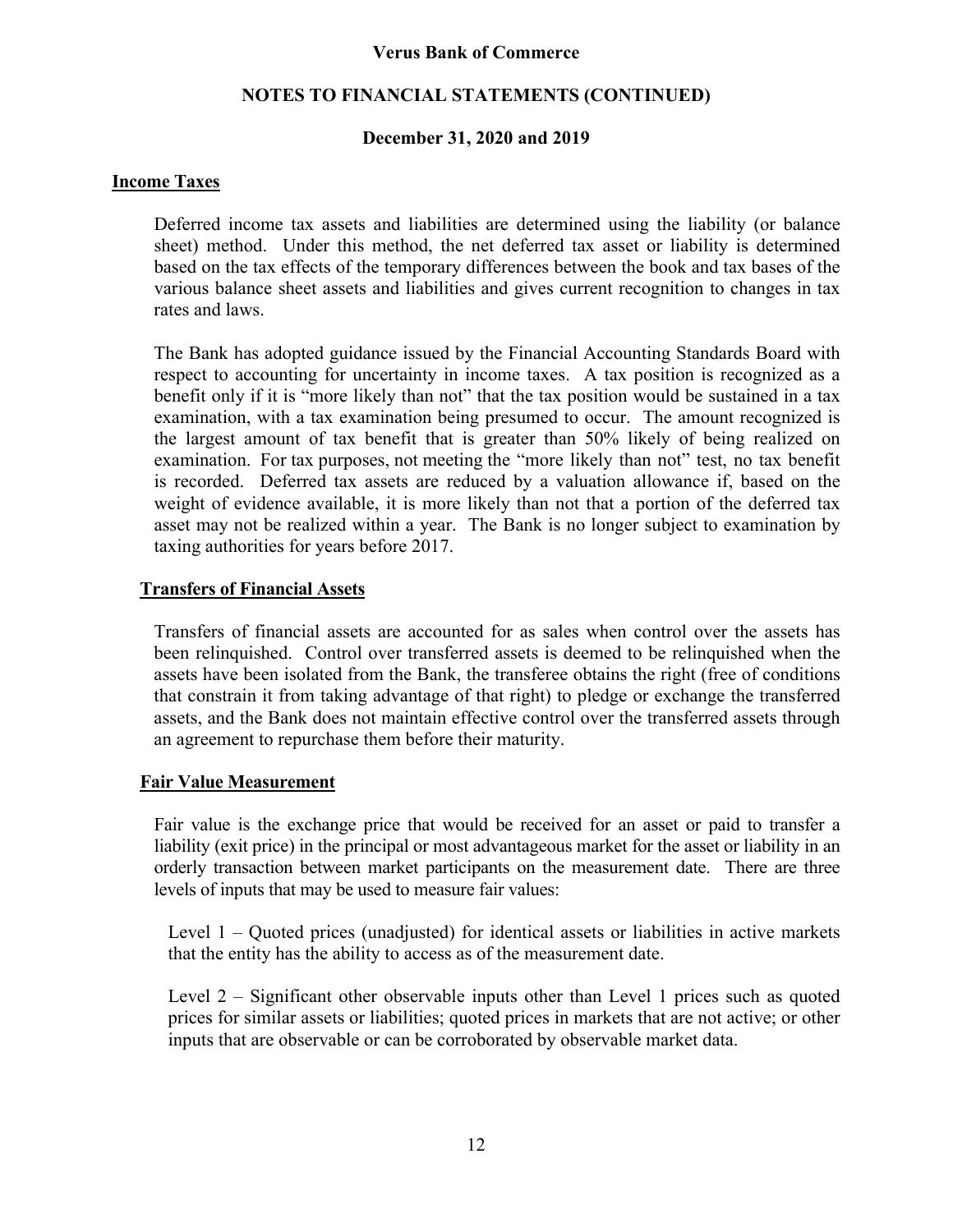## Income Taxes

Deferred income tax assets and liabilities are determined using the liability (or balance sheet) method. Under this method, the net deferred tax asset or liability is determined based on the tax effects of the temporary differences between the book and tax bases of the various balance sheet assets and liabilities and gives current recognition to changes in tax rates and laws.

The Bank has adopted guidance issued by the Financial Accounting Standards Board with respect to accounting for uncertainty in income taxes. A tax position is recognized as a benefit only if it is "more likely than not" that the tax position would be sustained in a tax examination, with a tax examination being presumed to occur. The amount recognized is the largest amount of tax benefit that is greater than 50% likely of being realized on examination. For tax purposes, not meeting the "more likely than not" test, no tax benefit is recorded. Deferred tax assets are reduced by a valuation allowance if, based on the weight of evidence available, it is more likely than not that a portion of the deferred tax asset may not be realized within a year. The Bank is no longer subject to examination by taxing authorities for years before 2017.

## Transfers of Financial Assets

Transfers of financial assets are accounted for as sales when control over the assets has been relinquished. Control over transferred assets is deemed to be relinquished when the assets have been isolated from the Bank, the transferee obtains the right (free of conditions that constrain it from taking advantage of that right) to pledge or exchange the transferred assets, and the Bank does not maintain effective control over the transferred assets through an agreement to repurchase them before their maturity.

## Fair Value Measurement

Fair value is the exchange price that would be received for an asset or paid to transfer a liability (exit price) in the principal or most advantageous market for the asset or liability in an orderly transaction between market participants on the measurement date. There are three levels of inputs that may be used to measure fair values:

Level 1 – Quoted prices (unadjusted) for identical assets or liabilities in active markets that the entity has the ability to access as of the measurement date.

Level 2 – Significant other observable inputs other than Level 1 prices such as quoted prices for similar assets or liabilities; quoted prices in markets that are not active; or other inputs that are observable or can be corroborated by observable market data.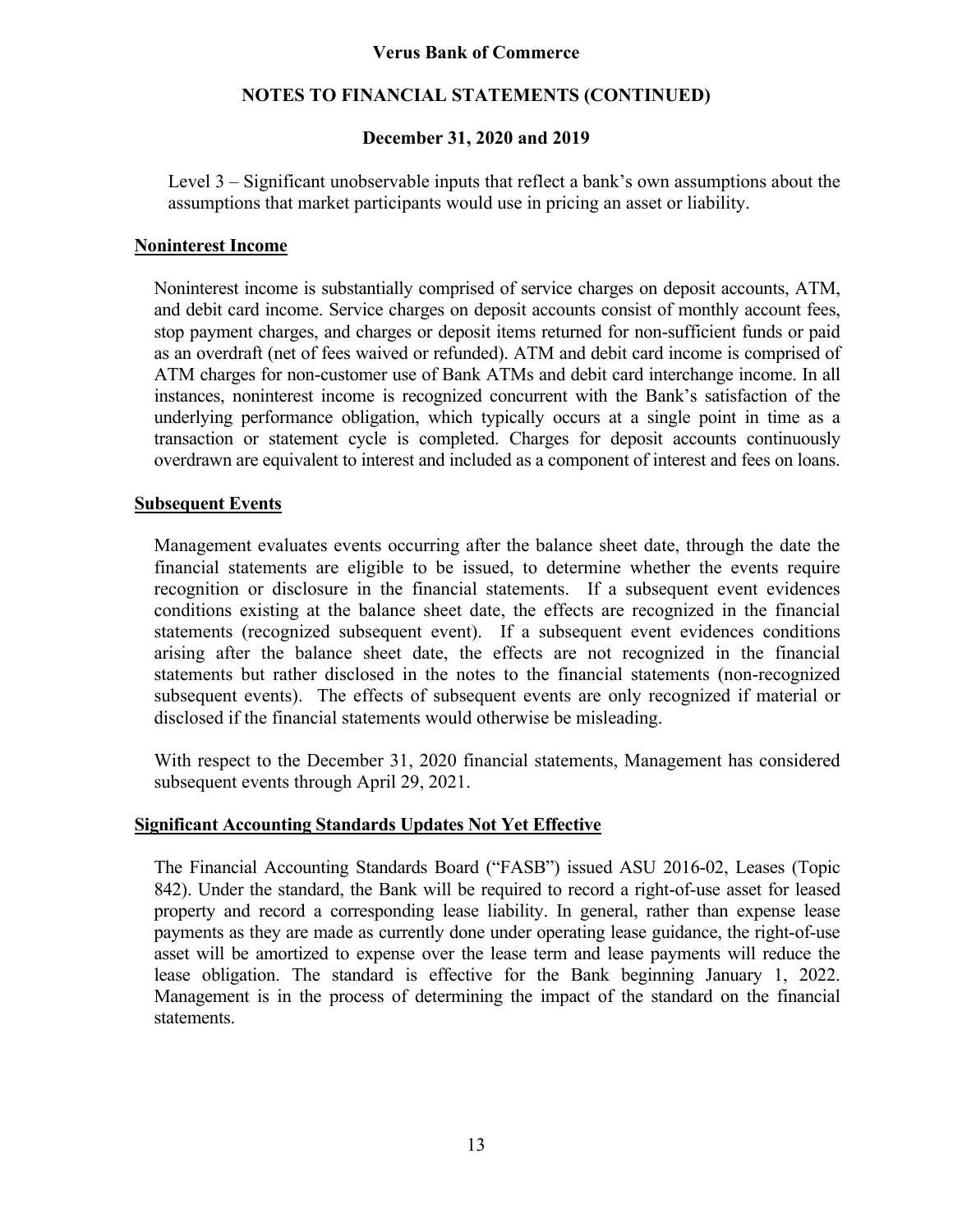Level 3 – Significant unobservable inputs that reflect a bank's own assumptions about the assumptions that market participants would use in pricing an asset or liability.

**Noninterest Income**

Noninterest income is substantially comprised of service charges on deposit accounts, ATM, and debit card income. Service charges on deposit accounts consist of monthly account fees, stop payment charges, and charges or deposit items returned for non-sufficient funds or paid as an overdraft (net of fees waived or refunded). ATM and debit card income is comprised of ATM charges for non-customer use of Bank ATMs and debit card interchange income. In all instances, noninterest income is recognized concurrent with the Bank's satisfaction of the underlying performance obligation, which typically occurs at a single point in time as a transaction or statement cycle is completed. Charges for deposit accounts continuously overdrawn are equivalent to interest and included as a component of interest and fees on loans.

**Subsequent Events**

Management evaluates events occurring after the balance sheet date, through the date the financial statements are eligible to be issued, to determine whether the events require recognition or disclosure in the financial statements. If a subsequent event evidences conditions existing at the balance sheet date, the effects are recognized in the financial statements (recognized subsequent event). If a subsequent event evidences conditions arising after the balance sheet date, the effects are not recognized in the financial statements but rather disclosed in the notes to the financial statements (non-recognized subsequent events). The effects of subsequent events are only recognized if material or disclosed if the financial statements would otherwise be misleading.

With respect to the December 31, 2020 financial statements, Management has considered subsequent events through April 29, 2021.

**Significant Accounting Standards Updates Not Yet Effective**

The Financial Accounting Standards Board ("FASB") issued ASU 2016-02, Leases (Topic 842). Under the standard, the Bank will be required to record a right-of-use asset for leased property and record a corresponding lease liability. In general, rather than expense lease payments as they are made as currently done under operating lease guidance, the right-of-use asset will be amortized to expense over the lease term and lease payments will reduce the lease obligation. The standard is effective for the Bank beginning January 1, 2022. Management is in the process of determining the impact of the standard on the financial statements.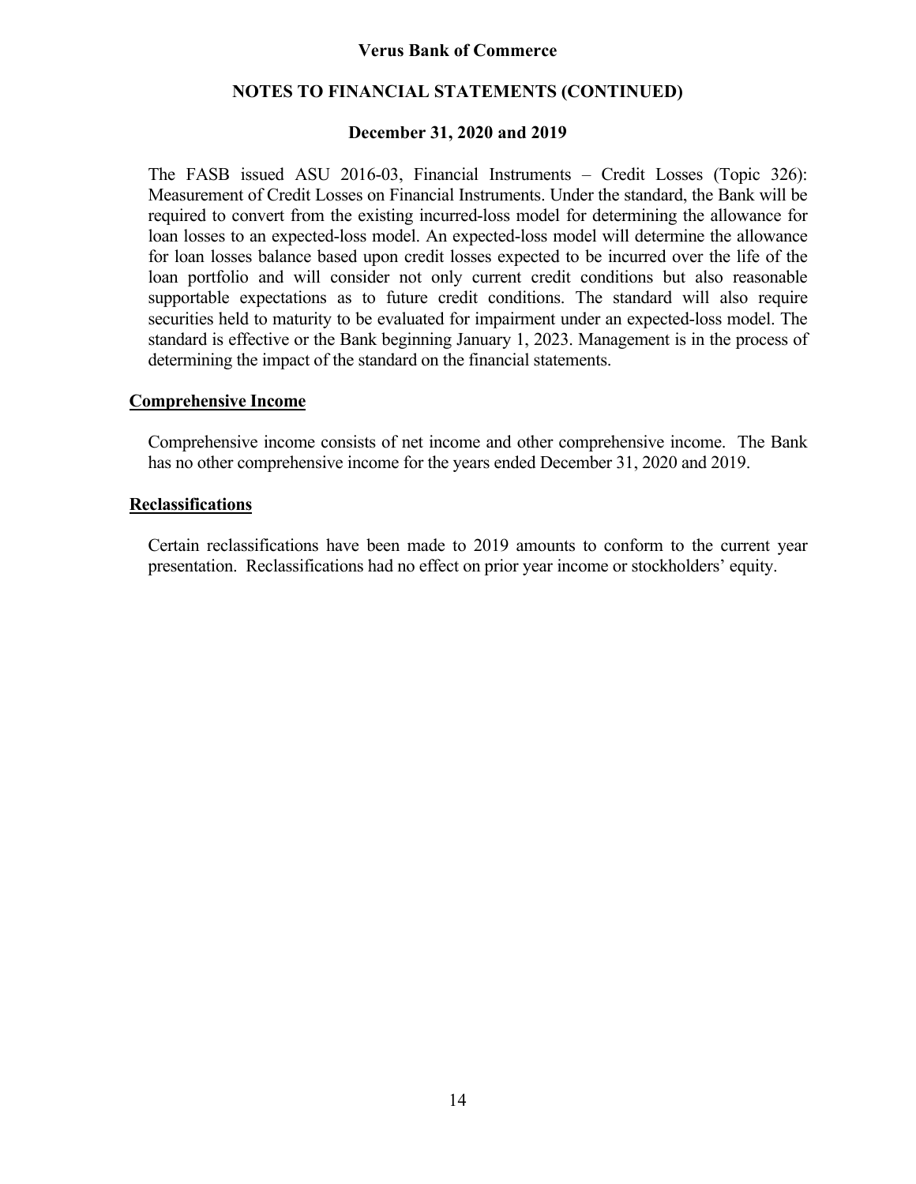The FASB issued ASU 2016-03, Financial Instruments – Credit Losses (Topic 326): Measurement of Credit Losses on Financial Instruments. Under the standard, the Bank will be required to convert from the existing incurred-loss model for determining the allowance for loan losses to an expected-loss model. An expected-loss model will determine the allowance for loan losses balance based upon credit losses expected to be incurred over the life of the loan portfolio and will consider not only current credit conditions but also reasonable supportable expectations as to future credit conditions. The standard will also require securities held to maturity to be evaluated for impairment under an expected-loss model. The standard is effective or the Bank beginning January 1, 2023. Management is in the process of determining the impact of the standard on the financial statements.

## Comprehensive Income

Comprehensive income consists of net income and other comprehensive income. The Bank has no other comprehensive income for the years ended December 31, 2020 and 2019.

## Reclassifications

Certain reclassifications have been made to 2019 amounts to conform to the current year presentation. Reclassifications had no effect on prior year income or stockholders' equity.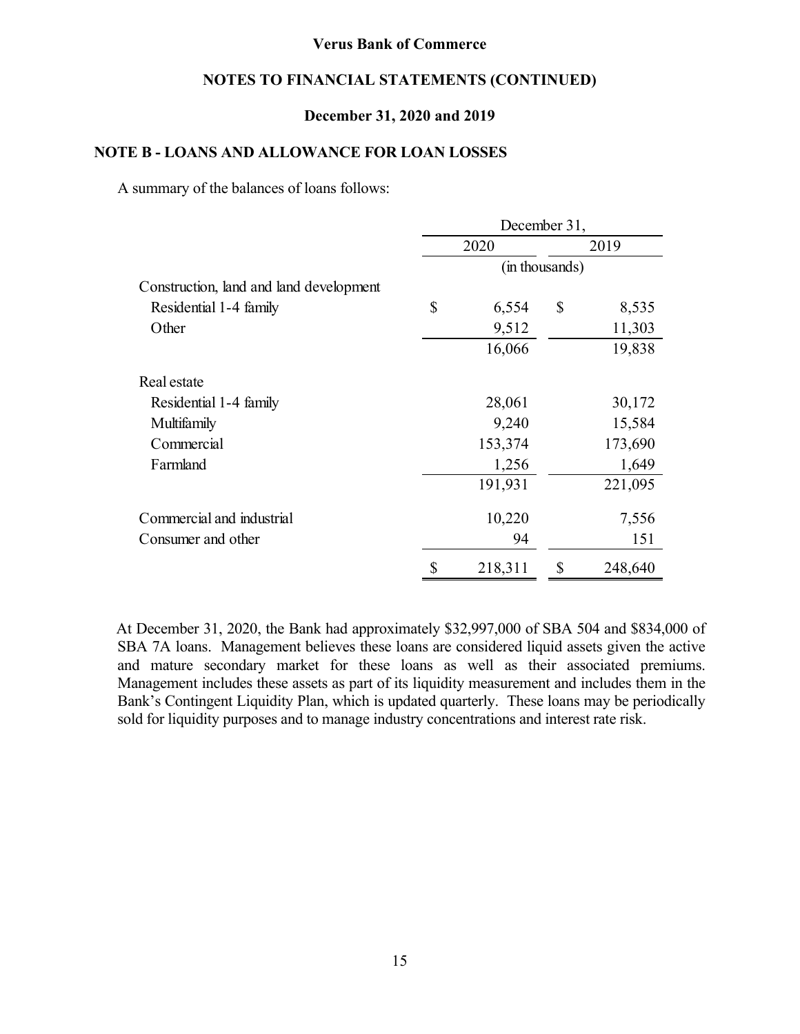Verus Bank of Commerce

NOTES TO FINANCIAL STATEMENTS (CONTINUED)

December 31, 2020 and 2019

## NOTE B - LOANS AND ALLOWANCE FOR LOAN LOSSES

A summary of the balances of loans follows:

| | December 31, | |
|---|---|---|
| | 2020 | 2019 |
| | (in thousands) | |
| Construction, land and land development | | |
| Residential 1-4 family | $ 6,554 | $ 8,535 |
| Other | 9,512 | 11,303 |
| | 16,066 | 19,838 |
| Real estate | | |
| Residential 1-4 family | 28,061 | 30,172 |
| Multifamily | 9,240 | 15,584 |
| Commercial | 153,374 | 173,690 |
| Farmland | 1,256 | 1,649 |
| | 191,931 | 221,095 |
| Commercial and industrial | 10,220 | 7,556 |
| Consumer and other | 94 | 151 |
| | $ 218,311 | $ 248,640 |

At December 31, 2020, the Bank had approximately $32,997,000 of SBA 504 and $834,000 of SBA 7A loans. Management believes these loans are considered liquid assets given the active and mature secondary market for these loans as well as their associated premiums. Management includes these assets as part of its liquidity measurement and includes them in the Bank's Contingent Liquidity Plan, which is updated quarterly. These loans may be periodically sold for liquidity purposes and to manage industry concentrations and interest rate risk.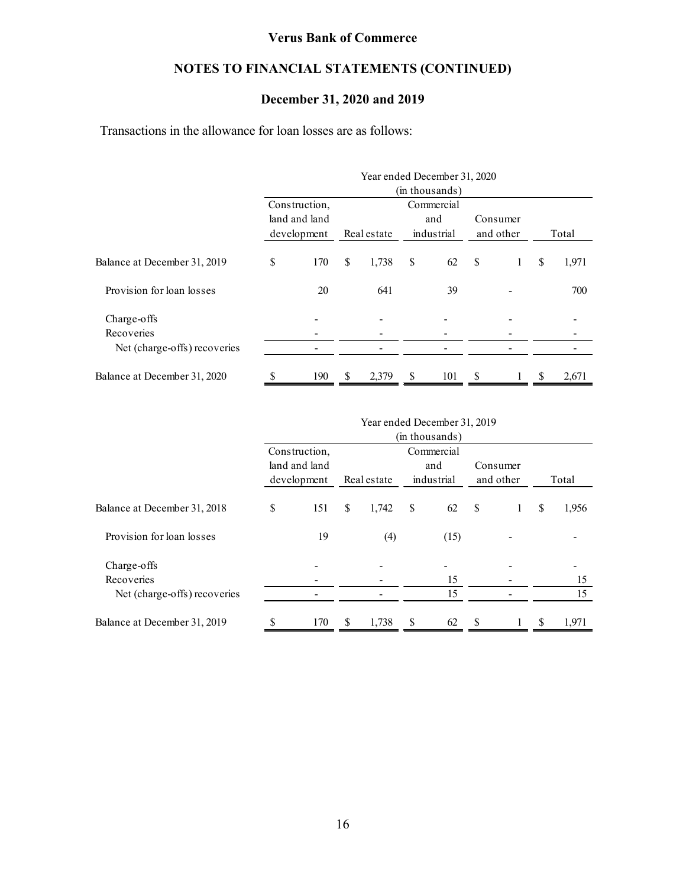**Verus Bank of Commerce**

**NOTES TO FINANCIAL STATEMENTS (CONTINUED)**

**December 31, 2020 and 2019**

Transactions in the allowance for loan losses are as follows:

| | Year ended December 31, 2020 (in thousands) | | | | |
|---|---|---|---|---|---|
| | Construction, land and land development | Real estate | Commercial and industrial | Consumer and other | Total |
| Balance at December 31, 2019 | $ 170 | $ 1,738 | $ 62 | $ 1 | $ 1,971 |
| Provision for loan losses | 20 | 641 | 39 | - | 700 |
| Charge-offs | - | - | - | - | - |
| Recoveries | - | - | - | - | - |
| Net (charge-offs) recoveries | - | - | - | - | - |
| Balance at December 31, 2020 | $ 190 | $ 2,379 | $ 101 | $ 1 | $ 2,671 |

| | Year ended December 31, 2019 (in thousands) | | | | |
|---|---|---|---|---|---|
| | Construction, land and land development | Real estate | Commercial and industrial | Consumer and other | Total |
| Balance at December 31, 2018 | $ 151 | $ 1,742 | $ 62 | $ 1 | $ 1,956 |
| Provision for loan losses | 19 | (4) | (15) | - | - |
| Charge-offs | - | - | - | - | - |
| Recoveries | - | - | 15 | - | 15 |
| Net (charge-offs) recoveries | - | - | 15 | - | 15 |
| Balance at December 31, 2019 | $ 170 | $ 1,738 | $ 62 | $ 1 | $ 1,971 |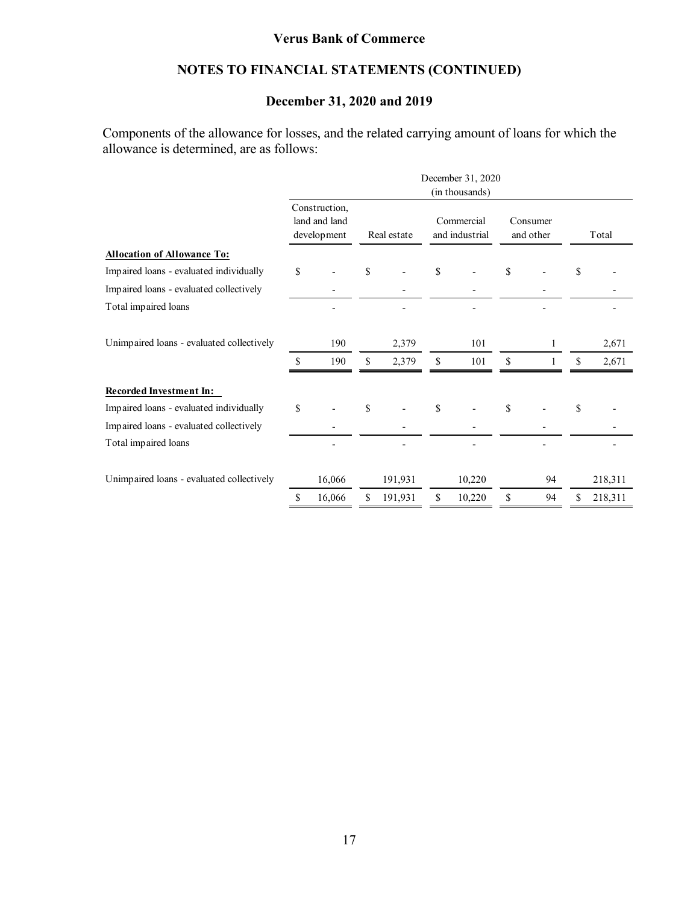Components of the allowance for losses, and the related carrying amount of loans for which the allowance is determined, are as follows:

| | December 31, 2020 (in thousands) | | | | |
|---|---|---|---|---|---|
| | Construction, land and land development | Real estate | Commercial and industrial | Consumer and other | Total |
| **Allocation of Allowance To:** | | | | | |
| Impaired loans - evaluated individually | $ - | $ - | $ - | $ - | $ - |
| Impaired loans - evaluated collectively | - | - | - | - | - |
| Total impaired loans | - | - | - | - | - |
| Unimpaired loans - evaluated collectively | 190 | 2,379 | 101 | 1 | 2,671 |
| | $ 190 | $ 2,379 | $ 101 | $ 1 | $ 2,671 |
| **Recorded Investment In:** | | | | | |
| Impaired loans - evaluated individually | $ - | $ - | $ - | $ - | $ - |
| Impaired loans - evaluated collectively | - | - | - | - | - |
| Total impaired loans | - | - | - | - | - |
| Unimpaired loans - evaluated collectively | 16,066 | 191,931 | 10,220 | 94 | 218,311 |
| | $ 16,066 | $ 191,931 | $ 10,220 | $ 94 | $ 218,311 |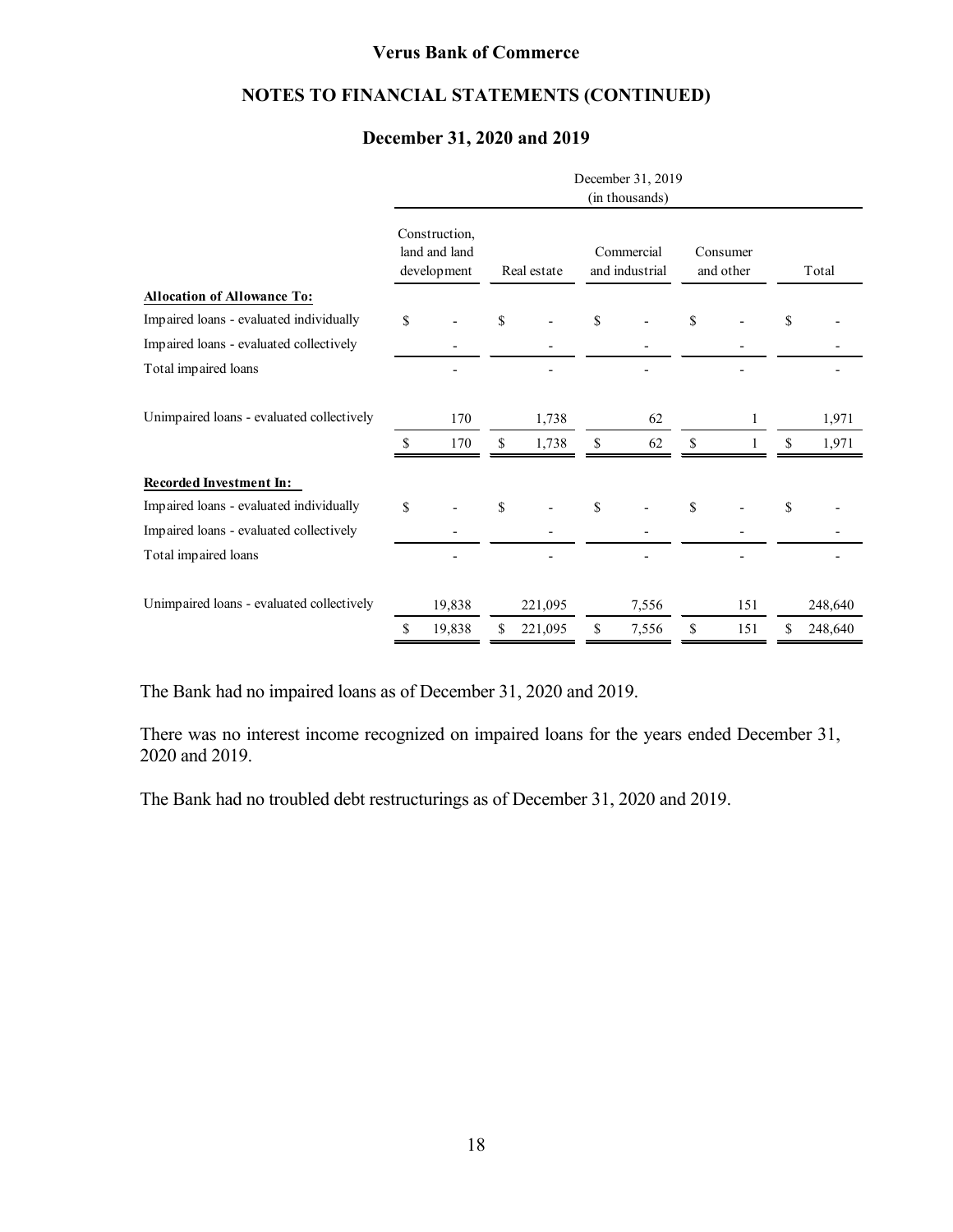**Verus Bank of Commerce**

**NOTES TO FINANCIAL STATEMENTS (CONTINUED)**

**December 31, 2020 and 2019**

| | December 31, 2019 (in thousands) | | | | |
|---|---|---|---|---|---|
| | Construction, land and land development | Real estate | Commercial and industrial | Consumer and other | Total |
| **Allocation of Allowance To:** | | | | | |
| Impaired loans - evaluated individually | $ - | $ - | $ - | $ - | $ - |
| Impaired loans - evaluated collectively | - | - | - | - | - |
| Total impaired loans | - | - | - | - | - |
| Unimpaired loans - evaluated collectively | 170 | 1,738 | 62 | 1 | 1,971 |
| | $ 170 | $ 1,738 | $ 62 | $ 1 | $ 1,971 |
| **Recorded Investment In:** | | | | | |
| Impaired loans - evaluated individually | $ - | $ - | $ - | $ - | $ - |
| Impaired loans - evaluated collectively | - | - | - | - | - |
| Total impaired loans | - | - | - | - | - |
| Unimpaired loans - evaluated collectively | 19,838 | 221,095 | 7,556 | 151 | 248,640 |
| | $ 19,838 | $ 221,095 | $ 7,556 | $ 151 | $ 248,640 |

The Bank had no impaired loans as of December 31, 2020 and 2019.

There was no interest income recognized on impaired loans for the years ended December 31, 2020 and 2019.

The Bank had no troubled debt restructurings as of December 31, 2020 and 2019.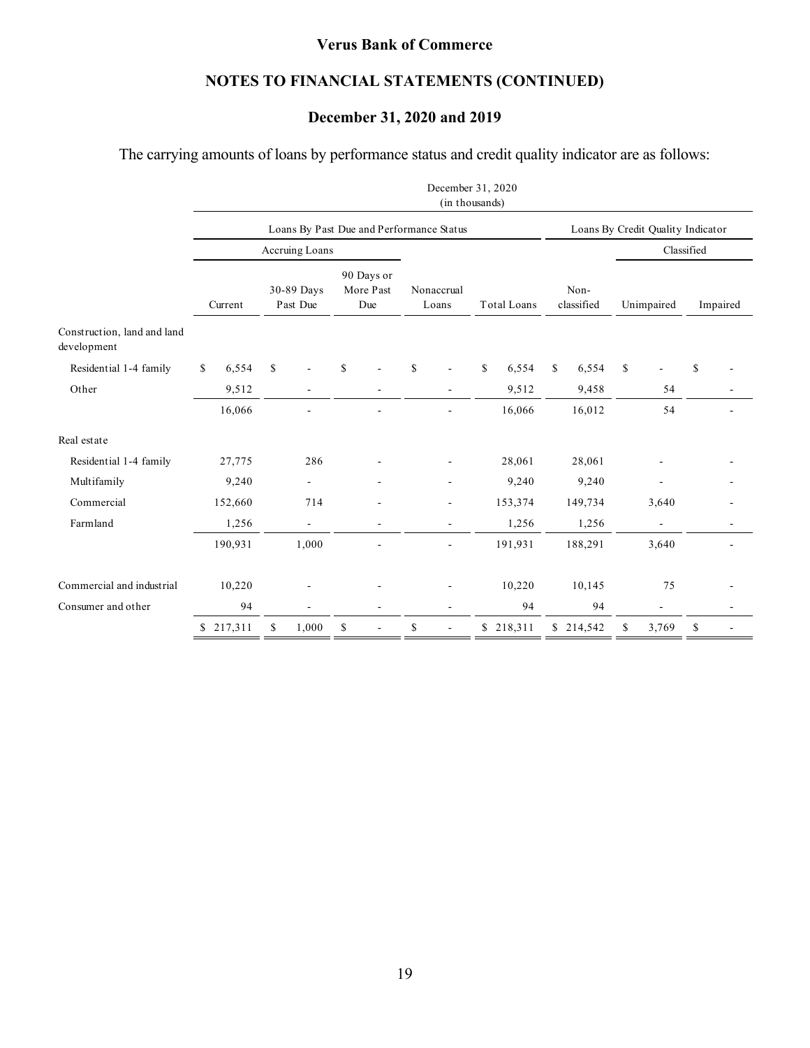**Verus Bank of Commerce**

**NOTES TO FINANCIAL STATEMENTS (CONTINUED)**

**December 31, 2020 and 2019**

The carrying amounts of loans by performance status and credit quality indicator are as follows:

| | December 31, 2020 (in thousands) | | | | | | | |
|---|---|---|---|---|---|---|---|---|
| | Loans By Past Due and Performance Status | | | | | Loans By Credit Quality Indicator | | |
| | Accruing Loans | | | | | | Classified | |
| | Current | 30-89 Days Past Due | 90 Days or More Past Due | Nonaccrual Loans | Total Loans | Non-classified | Unimpaired | Impaired |
| Construction, land and land development | | | | | | | | |
| Residential 1-4 family | $ 6,554 | $ - | $ - | $ - | $ 6,554 | $ 6,554 | $ - | $ - |
| Other | 9,512 | - | - | - | 9,512 | 9,458 | 54 | - |
| | 16,066 | - | - | - | 16,066 | 16,012 | 54 | - |
| Real estate | | | | | | | | |
| Residential 1-4 family | 27,775 | 286 | - | - | 28,061 | 28,061 | - | - |
| Multifamily | 9,240 | - | - | - | 9,240 | 9,240 | - | - |
| Commercial | 152,660 | 714 | - | - | 153,374 | 149,734 | 3,640 | - |
| Farmland | 1,256 | - | - | - | 1,256 | 1,256 | - | - |
| | 190,931 | 1,000 | - | - | 191,931 | 188,291 | 3,640 | - |
| Commercial and industrial | 10,220 | - | - | - | 10,220 | 10,145 | 75 | - |
| Consumer and other | 94 | - | - | - | 94 | 94 | - | - |
| | $ 217,311 | $ 1,000 | $ - | $ - | $ 218,311 | $ 214,542 | $ 3,769 | $ - |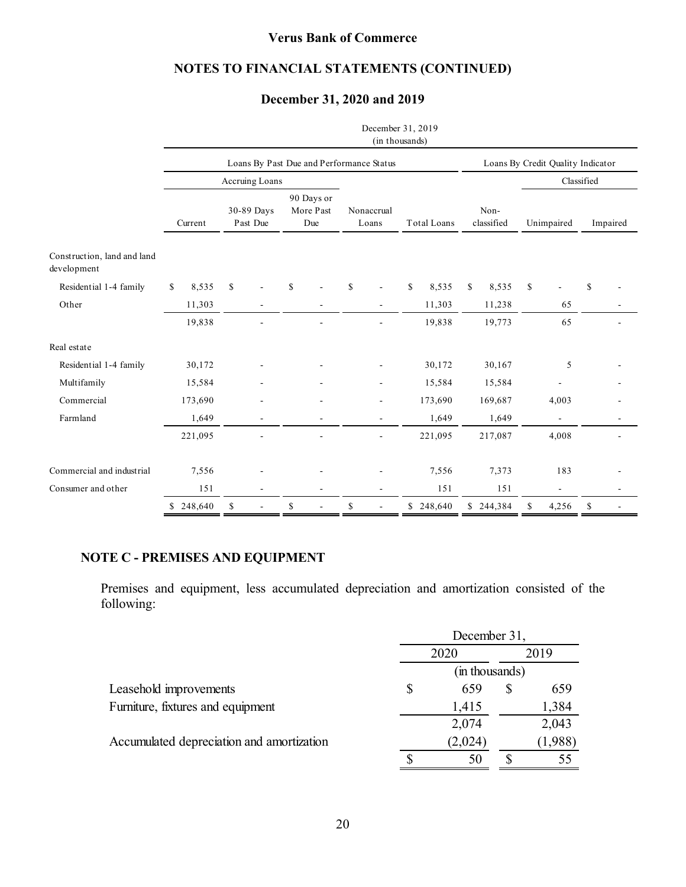# Verus Bank of Commerce

## NOTES TO FINANCIAL STATEMENTS (CONTINUED)

## December 31, 2020 and 2019

December 31, 2019
(in thousands)

| | Loans By Past Due and Performance Status | | | | | Loans By Credit Quality Indicator | | |
|---|---|---|---|---|---|---|---|---|
| | Accruing Loans | | | | | | Classified | |
| | Current | 30-89 Days Past Due | 90 Days or More Past Due | Nonaccrual Loans | Total Loans | Non-classified | Unimpaired | Impaired |
| Construction, land and land development | | | | | | | | |
| Residential 1-4 family | $ 8,535 | $ - | $ - | $ - | $ 8,535 | $ 8,535 | $ - | $ - |
| Other | 11,303 | - | - | - | 11,303 | 11,238 | 65 | - |
| | 19,838 | - | - | - | 19,838 | 19,773 | 65 | - |
| Real estate | | | | | | | | |
| Residential 1-4 family | 30,172 | - | - | - | 30,172 | 30,167 | 5 | - |
| Multifamily | 15,584 | - | - | - | 15,584 | 15,584 | - | - |
| Commercial | 173,690 | - | - | - | 173,690 | 169,687 | 4,003 | - |
| Farmland | 1,649 | - | - | - | 1,649 | 1,649 | - | - |
| | 221,095 | - | - | - | 221,095 | 217,087 | 4,008 | - |
| Commercial and industrial | 7,556 | - | - | - | 7,556 | 7,373 | 183 | - |
| Consumer and other | 151 | - | - | - | 151 | 151 | - | - |
| | $ 248,640 | $ - | $ - | $ - | $ 248,640 | $ 244,384 | $ 4,256 | $ - |

## NOTE C - PREMISES AND EQUIPMENT

Premises and equipment, less accumulated depreciation and amortization consisted of the following:

| | December 31, | |
|---|---|---|
| | 2020 | 2019 |
| | (in thousands) | |
| Leasehold improvements | $ 659 | $ 659 |
| Furniture, fixtures and equipment | 1,415 | 1,384 |
| | 2,074 | 2,043 |
| Accumulated depreciation and amortization | (2,024) | (1,988) |
| | $ 50 | $ 55 |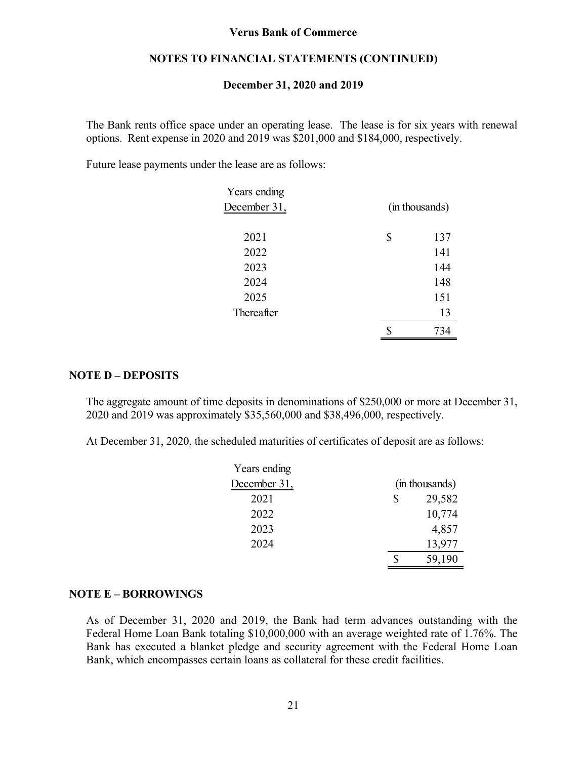The Bank rents office space under an operating lease. The lease is for six years with renewal options. Rent expense in 2020 and 2019 was $201,000 and $184,000, respectively.

Future lease payments under the lease are as follows:

| Years ending December 31, | (in thousands) |
|---|---|
| 2021 | $ 137 |
| 2022 | 141 |
| 2023 | 144 |
| 2024 | 148 |
| 2025 | 151 |
| Thereafter | 13 |
| | $ 734 |

## NOTE D – DEPOSITS

The aggregate amount of time deposits in denominations of $250,000 or more at December 31, 2020 and 2019 was approximately $35,560,000 and $38,496,000, respectively.

At December 31, 2020, the scheduled maturities of certificates of deposit are as follows:

| Years ending December 31, | (in thousands) |
|---|---|
| 2021 | $ 29,582 |
| 2022 | 10,774 |
| 2023 | 4,857 |
| 2024 | 13,977 |
| | $ 59,190 |

## NOTE E – BORROWINGS

As of December 31, 2020 and 2019, the Bank had term advances outstanding with the Federal Home Loan Bank totaling $10,000,000 with an average weighted rate of 1.76%. The Bank has executed a blanket pledge and security agreement with the Federal Home Loan Bank, which encompasses certain loans as collateral for these credit facilities.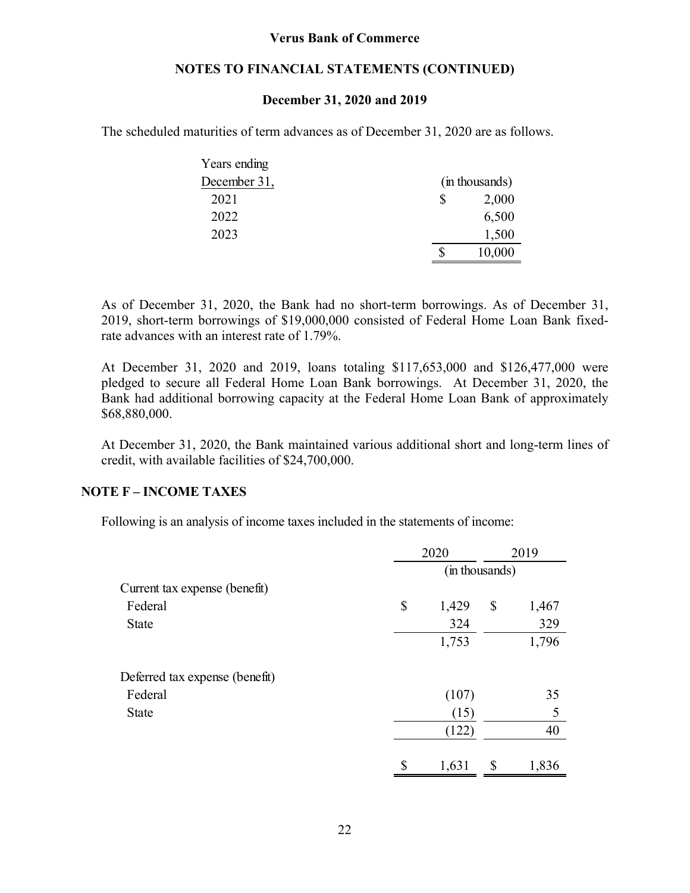The scheduled maturities of term advances as of December 31, 2020 are as follows.

| Years ending December 31, | (in thousands) |
|---|---|
| 2021 | $ 2,000 |
| 2022 | 6,500 |
| 2023 | 1,500 |
| | $ 10,000 |

As of December 31, 2020, the Bank had no short-term borrowings. As of December 31, 2019, short-term borrowings of $19,000,000 consisted of Federal Home Loan Bank fixed-rate advances with an interest rate of 1.79%.

At December 31, 2020 and 2019, loans totaling $117,653,000 and $126,477,000 were pledged to secure all Federal Home Loan Bank borrowings. At December 31, 2020, the Bank had additional borrowing capacity at the Federal Home Loan Bank of approximately $68,880,000.

At December 31, 2020, the Bank maintained various additional short and long-term lines of credit, with available facilities of $24,700,000.

## NOTE F – INCOME TAXES

Following is an analysis of income taxes included in the statements of income:

| | 2020 | 2019 |
|---|---|---|
| | (in thousands) | |
| Current tax expense (benefit) | | |
| Federal | $ 1,429 | $ 1,467 |
| State | 324 | 329 |
| | 1,753 | 1,796 |
| Deferred tax expense (benefit) | | |
| Federal | (107) | 35 |
| State | (15) | 5 |
| | (122) | 40 |
| | $ 1,631 | $ 1,836 |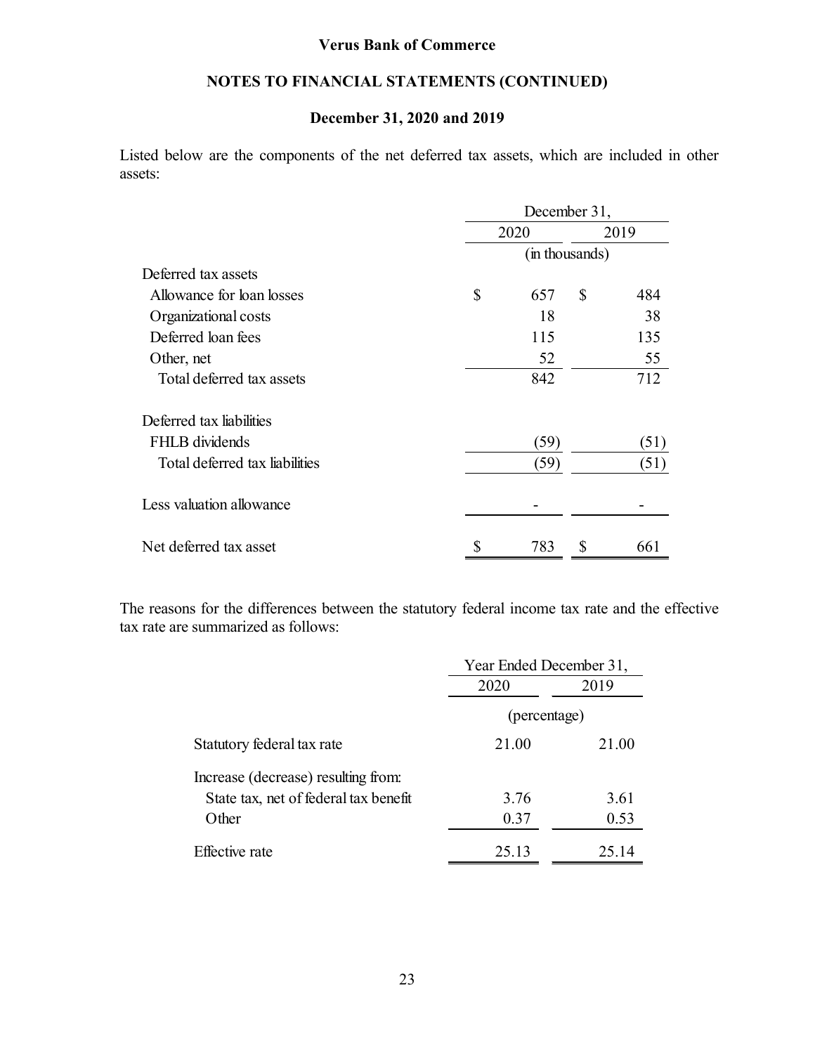Listed below are the components of the net deferred tax assets, which are included in other assets:

| | December 31, 2020 | December 31, 2019 |
|---|---|---|
| | (in thousands) | |
| **Deferred tax assets** | | |
| Allowance for loan losses | $ 657 | $ 484 |
| Organizational costs | 18 | 38 |
| Deferred loan fees | 115 | 135 |
| Other, net | 52 | 55 |
| Total deferred tax assets | 842 | 712 |
| **Deferred tax liabilities** | | |
| FHLB dividends | (59) | (51) |
| Total deferred tax liabilities | (59) | (51) |
| Less valuation allowance | - | - |
| Net deferred tax asset | $ 783 | $ 661 |

The reasons for the differences between the statutory federal income tax rate and the effective tax rate are summarized as follows:

| | Year Ended December 31, 2020 | Year Ended December 31, 2019 |
|---|---|---|
| | (percentage) | |
| Statutory federal tax rate | 21.00 | 21.00 |
| Increase (decrease) resulting from: | | |
| State tax, net of federal tax benefit | 3.76 | 3.61 |
| Other | 0.37 | 0.53 |
| Effective rate | 25.13 | 25.14 |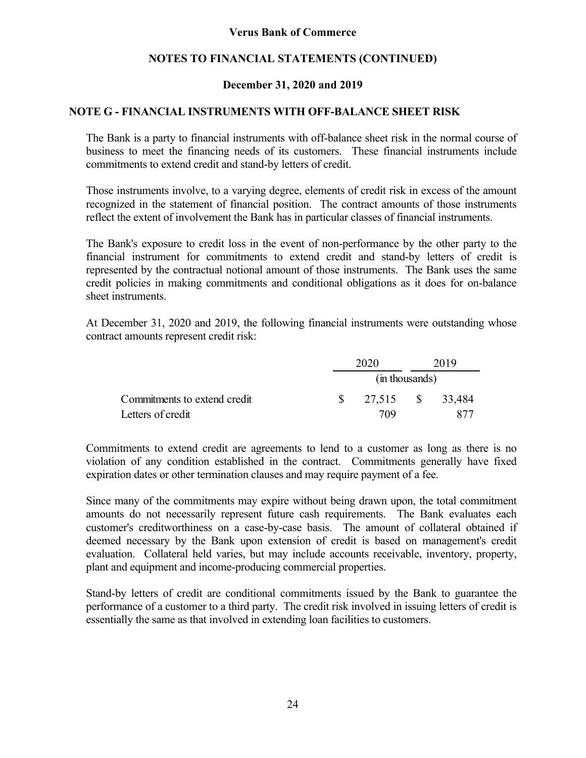Verus Bank of Commerce

NOTES TO FINANCIAL STATEMENTS (CONTINUED)

December 31, 2020 and 2019

## NOTE G - FINANCIAL INSTRUMENTS WITH OFF-BALANCE SHEET RISK

The Bank is a party to financial instruments with off-balance sheet risk in the normal course of business to meet the financing needs of its customers. These financial instruments include commitments to extend credit and stand-by letters of credit.

Those instruments involve, to a varying degree, elements of credit risk in excess of the amount recognized in the statement of financial position. The contract amounts of those instruments reflect the extent of involvement the Bank has in particular classes of financial instruments.

The Bank's exposure to credit loss in the event of non-performance by the other party to the financial instrument for commitments to extend credit and stand-by letters of credit is represented by the contractual notional amount of those instruments. The Bank uses the same credit policies in making commitments and conditional obligations as it does for on-balance sheet instruments.

At December 31, 2020 and 2019, the following financial instruments were outstanding whose contract amounts represent credit risk:

| | 2020 | 2019 |
|---|---|---|
| | (in thousands) | |
| Commitments to extend credit | $ 27,515 | $ 33,484 |
| Letters of credit | 709 | 877 |

Commitments to extend credit are agreements to lend to a customer as long as there is no violation of any condition established in the contract. Commitments generally have fixed expiration dates or other termination clauses and may require payment of a fee.

Since many of the commitments may expire without being drawn upon, the total commitment amounts do not necessarily represent future cash requirements. The Bank evaluates each customer's creditworthiness on a case-by-case basis. The amount of collateral obtained if deemed necessary by the Bank upon extension of credit is based on management's credit evaluation. Collateral held varies, but may include accounts receivable, inventory, property, plant and equipment and income-producing commercial properties.

Stand-by letters of credit are conditional commitments issued by the Bank to guarantee the performance of a customer to a third party. The credit risk involved in issuing letters of credit is essentially the same as that involved in extending loan facilities to customers.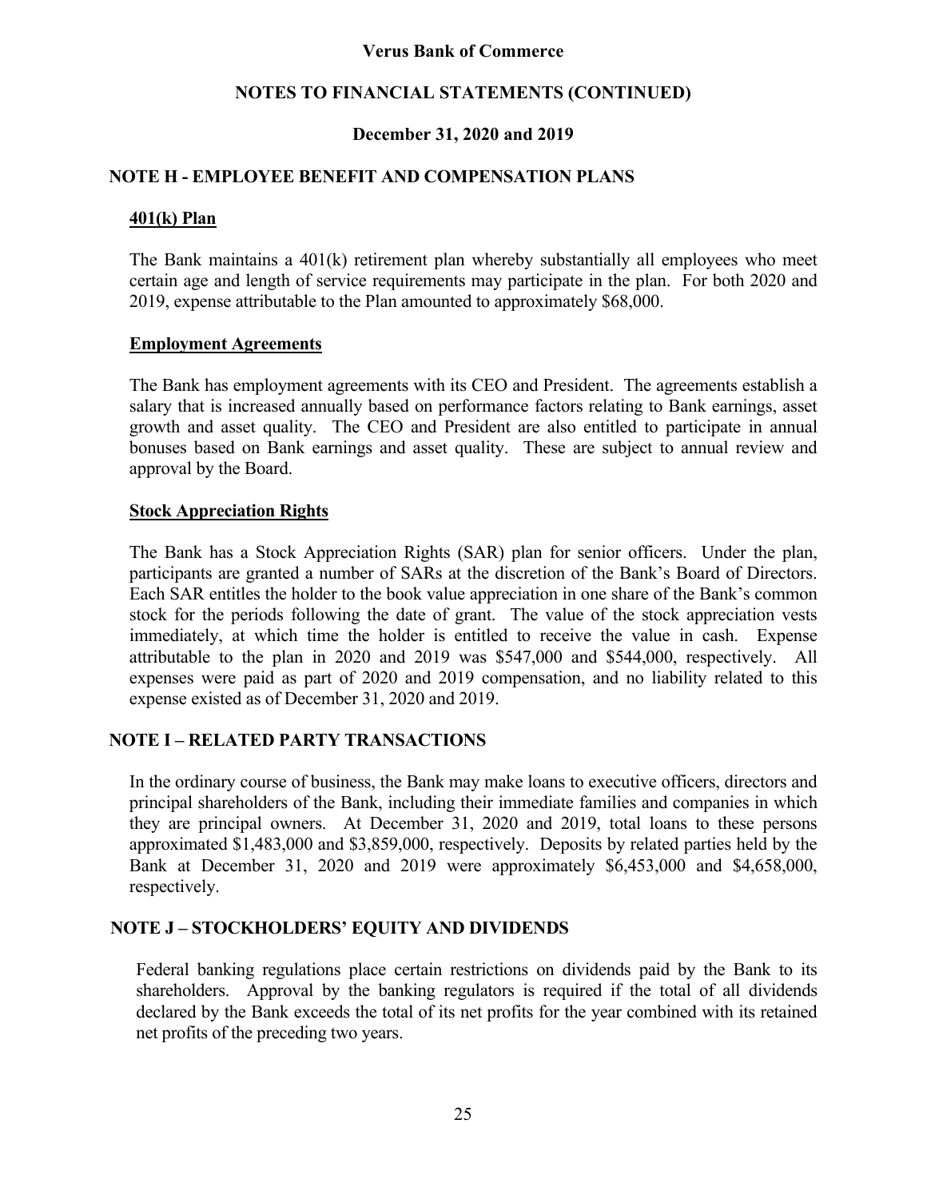**Verus Bank of Commerce**

**NOTES TO FINANCIAL STATEMENTS (CONTINUED)**

**December 31, 2020 and 2019**

## NOTE H - EMPLOYEE BENEFIT AND COMPENSATION PLANS

### 401(k) Plan

The Bank maintains a 401(k) retirement plan whereby substantially all employees who meet certain age and length of service requirements may participate in the plan. For both 2020 and 2019, expense attributable to the Plan amounted to approximately $68,000.

### Employment Agreements

The Bank has employment agreements with its CEO and President. The agreements establish a salary that is increased annually based on performance factors relating to Bank earnings, asset growth and asset quality. The CEO and President are also entitled to participate in annual bonuses based on Bank earnings and asset quality. These are subject to annual review and approval by the Board.

### Stock Appreciation Rights

The Bank has a Stock Appreciation Rights (SAR) plan for senior officers. Under the plan, participants are granted a number of SARs at the discretion of the Bank's Board of Directors. Each SAR entitles the holder to the book value appreciation in one share of the Bank's common stock for the periods following the date of grant. The value of the stock appreciation vests immediately, at which time the holder is entitled to receive the value in cash. Expense attributable to the plan in 2020 and 2019 was $547,000 and $544,000, respectively. All expenses were paid as part of 2020 and 2019 compensation, and no liability related to this expense existed as of December 31, 2020 and 2019.

## NOTE I – RELATED PARTY TRANSACTIONS

In the ordinary course of business, the Bank may make loans to executive officers, directors and principal shareholders of the Bank, including their immediate families and companies in which they are principal owners. At December 31, 2020 and 2019, total loans to these persons approximated $1,483,000 and $3,859,000, respectively. Deposits by related parties held by the Bank at December 31, 2020 and 2019 were approximately $6,453,000 and $4,658,000, respectively.

## NOTE J – STOCKHOLDERS' EQUITY AND DIVIDENDS

Federal banking regulations place certain restrictions on dividends paid by the Bank to its shareholders. Approval by the banking regulators is required if the total of all dividends declared by the Bank exceeds the total of its net profits for the year combined with its retained net profits of the preceding two years.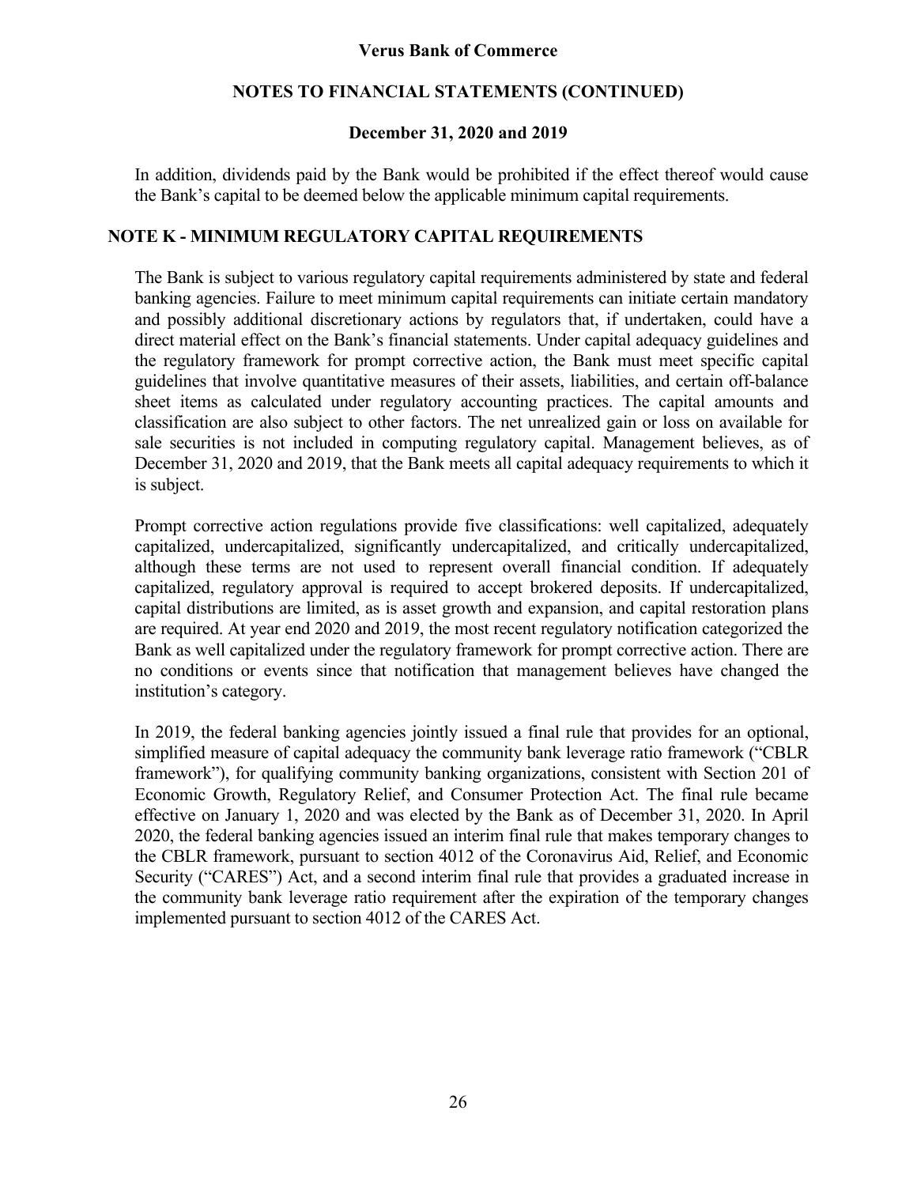In addition, dividends paid by the Bank would be prohibited if the effect thereof would cause the Bank's capital to be deemed below the applicable minimum capital requirements.

## NOTE K - MINIMUM REGULATORY CAPITAL REQUIREMENTS

The Bank is subject to various regulatory capital requirements administered by state and federal banking agencies. Failure to meet minimum capital requirements can initiate certain mandatory and possibly additional discretionary actions by regulators that, if undertaken, could have a direct material effect on the Bank's financial statements. Under capital adequacy guidelines and the regulatory framework for prompt corrective action, the Bank must meet specific capital guidelines that involve quantitative measures of their assets, liabilities, and certain off-balance sheet items as calculated under regulatory accounting practices. The capital amounts and classification are also subject to other factors. The net unrealized gain or loss on available for sale securities is not included in computing regulatory capital. Management believes, as of December 31, 2020 and 2019, that the Bank meets all capital adequacy requirements to which it is subject.

Prompt corrective action regulations provide five classifications: well capitalized, adequately capitalized, undercapitalized, significantly undercapitalized, and critically undercapitalized, although these terms are not used to represent overall financial condition. If adequately capitalized, regulatory approval is required to accept brokered deposits. If undercapitalized, capital distributions are limited, as is asset growth and expansion, and capital restoration plans are required. At year end 2020 and 2019, the most recent regulatory notification categorized the Bank as well capitalized under the regulatory framework for prompt corrective action. There are no conditions or events since that notification that management believes have changed the institution's category.

In 2019, the federal banking agencies jointly issued a final rule that provides for an optional, simplified measure of capital adequacy the community bank leverage ratio framework ("CBLR framework"), for qualifying community banking organizations, consistent with Section 201 of Economic Growth, Regulatory Relief, and Consumer Protection Act. The final rule became effective on January 1, 2020 and was elected by the Bank as of December 31, 2020. In April 2020, the federal banking agencies issued an interim final rule that makes temporary changes to the CBLR framework, pursuant to section 4012 of the Coronavirus Aid, Relief, and Economic Security ("CARES") Act, and a second interim final rule that provides a graduated increase in the community bank leverage ratio requirement after the expiration of the temporary changes implemented pursuant to section 4012 of the CARES Act.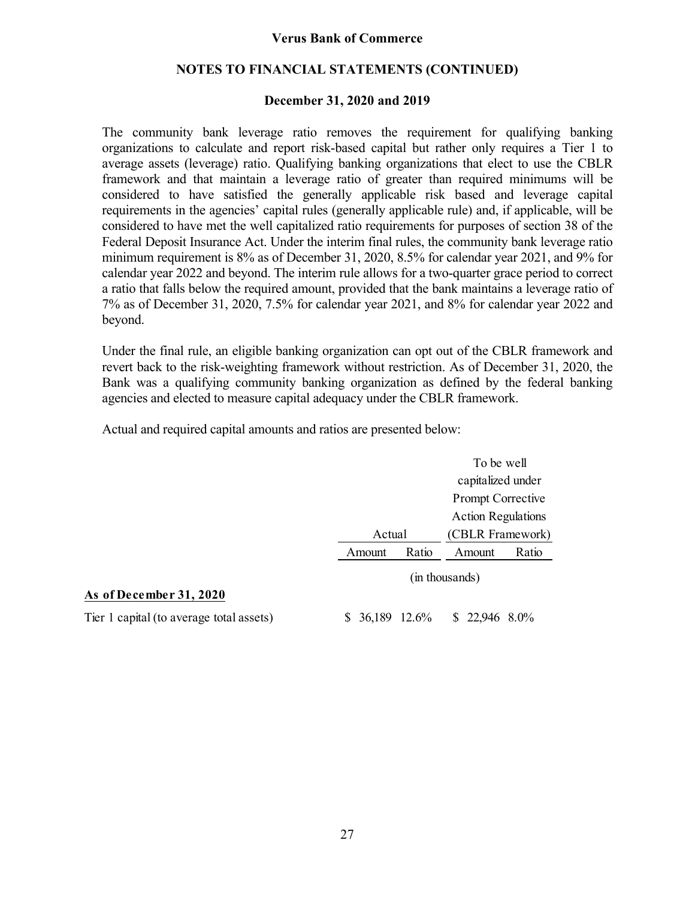The community bank leverage ratio removes the requirement for qualifying banking organizations to calculate and report risk-based capital but rather only requires a Tier 1 to average assets (leverage) ratio. Qualifying banking organizations that elect to use the CBLR framework and that maintain a leverage ratio of greater than required minimums will be considered to have satisfied the generally applicable risk based and leverage capital requirements in the agencies' capital rules (generally applicable rule) and, if applicable, will be considered to have met the well capitalized ratio requirements for purposes of section 38 of the Federal Deposit Insurance Act. Under the interim final rules, the community bank leverage ratio minimum requirement is 8% as of December 31, 2020, 8.5% for calendar year 2021, and 9% for calendar year 2022 and beyond. The interim rule allows for a two-quarter grace period to correct a ratio that falls below the required amount, provided that the bank maintains a leverage ratio of 7% as of December 31, 2020, 7.5% for calendar year 2021, and 8% for calendar year 2022 and beyond.

Under the final rule, an eligible banking organization can opt out of the CBLR framework and revert back to the risk-weighting framework without restriction. As of December 31, 2020, the Bank was a qualifying community banking organization as defined by the federal banking agencies and elected to measure capital adequacy under the CBLR framework.

Actual and required capital amounts and ratios are presented below:

| | Actual | | To be well capitalized under Prompt Corrective Action Regulations (CBLR Framework) | |
|---|---|---|---|---|
| | Amount | Ratio | Amount | Ratio |
| | (in thousands) | | | |
| **As of December 31, 2020** | | | | |
| Tier 1 capital (to average total assets) | $ 36,189 | 12.6% | $ 22,946 | 8.0% |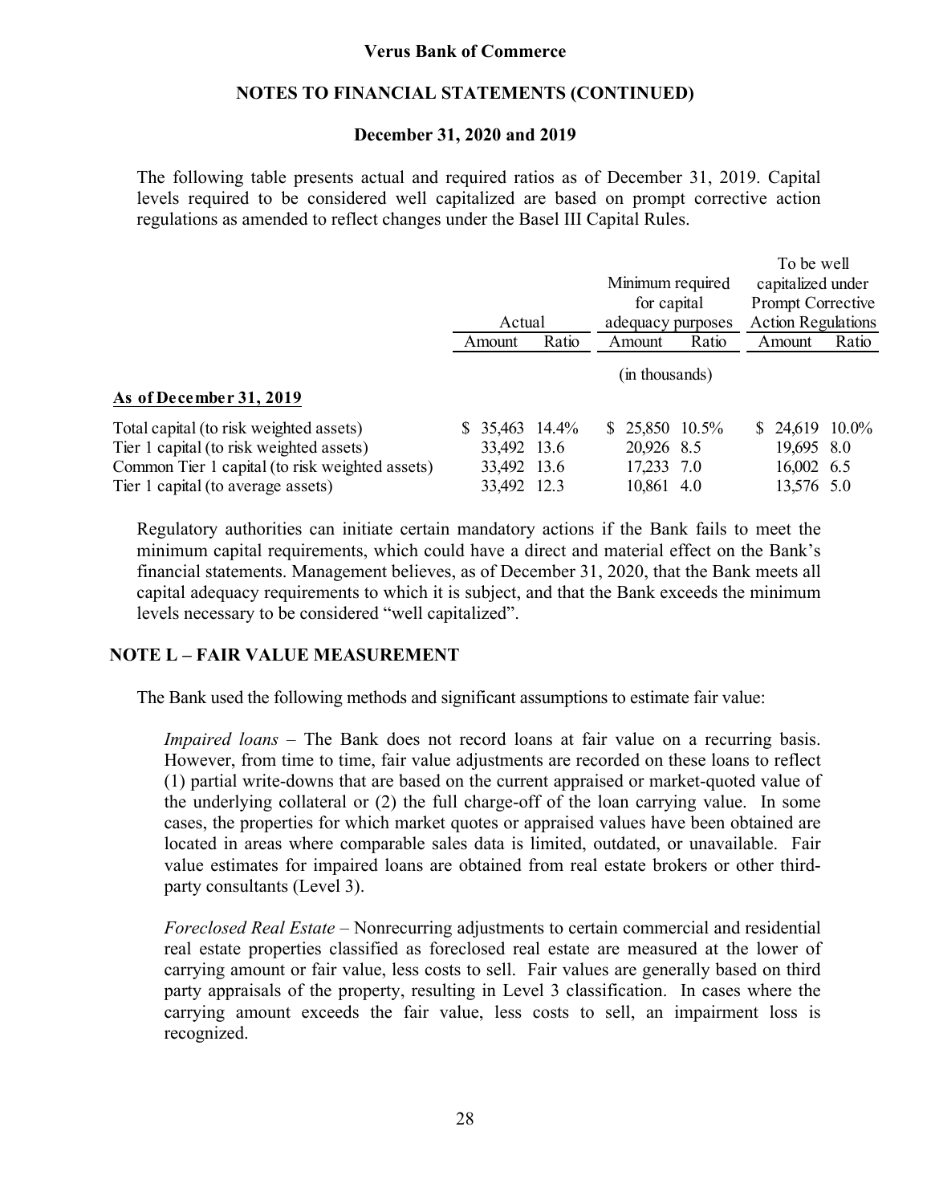The following table presents actual and required ratios as of December 31, 2019. Capital levels required to be considered well capitalized are based on prompt corrective action regulations as amended to reflect changes under the Basel III Capital Rules.

| | Actual | | Minimum required for capital adequacy purposes | | To be well capitalized under Prompt Corrective Action Regulations | |
|---|---|---|---|---|---|---|
| | Amount | Ratio | Amount | Ratio | Amount | Ratio |
| | | | (in thousands) | | | |
| **As of December 31, 2019** | | | | | | |
| Total capital (to risk weighted assets) | $ 35,463 | 14.4% | $ 25,850 | 10.5% | $ 24,619 | 10.0% |
| Tier 1 capital (to risk weighted assets) | 33,492 | 13.6 | 20,926 | 8.5 | 19,695 | 8.0 |
| Common Tier 1 capital (to risk weighted assets) | 33,492 | 13.6 | 17,233 | 7.0 | 16,002 | 6.5 |
| Tier 1 capital (to average assets) | 33,492 | 12.3 | 10,861 | 4.0 | 13,576 | 5.0 |

Regulatory authorities can initiate certain mandatory actions if the Bank fails to meet the minimum capital requirements, which could have a direct and material effect on the Bank's financial statements. Management believes, as of December 31, 2020, that the Bank meets all capital adequacy requirements to which it is subject, and that the Bank exceeds the minimum levels necessary to be considered "well capitalized".

## NOTE L – FAIR VALUE MEASUREMENT

The Bank used the following methods and significant assumptions to estimate fair value:

*Impaired loans* – The Bank does not record loans at fair value on a recurring basis. However, from time to time, fair value adjustments are recorded on these loans to reflect (1) partial write-downs that are based on the current appraised or market-quoted value of the underlying collateral or (2) the full charge-off of the loan carrying value. In some cases, the properties for which market quotes or appraised values have been obtained are located in areas where comparable sales data is limited, outdated, or unavailable. Fair value estimates for impaired loans are obtained from real estate brokers or other third-party consultants (Level 3).

*Foreclosed Real Estate* – Nonrecurring adjustments to certain commercial and residential real estate properties classified as foreclosed real estate are measured at the lower of carrying amount or fair value, less costs to sell. Fair values are generally based on third party appraisals of the property, resulting in Level 3 classification. In cases where the carrying amount exceeds the fair value, less costs to sell, an impairment loss is recognized.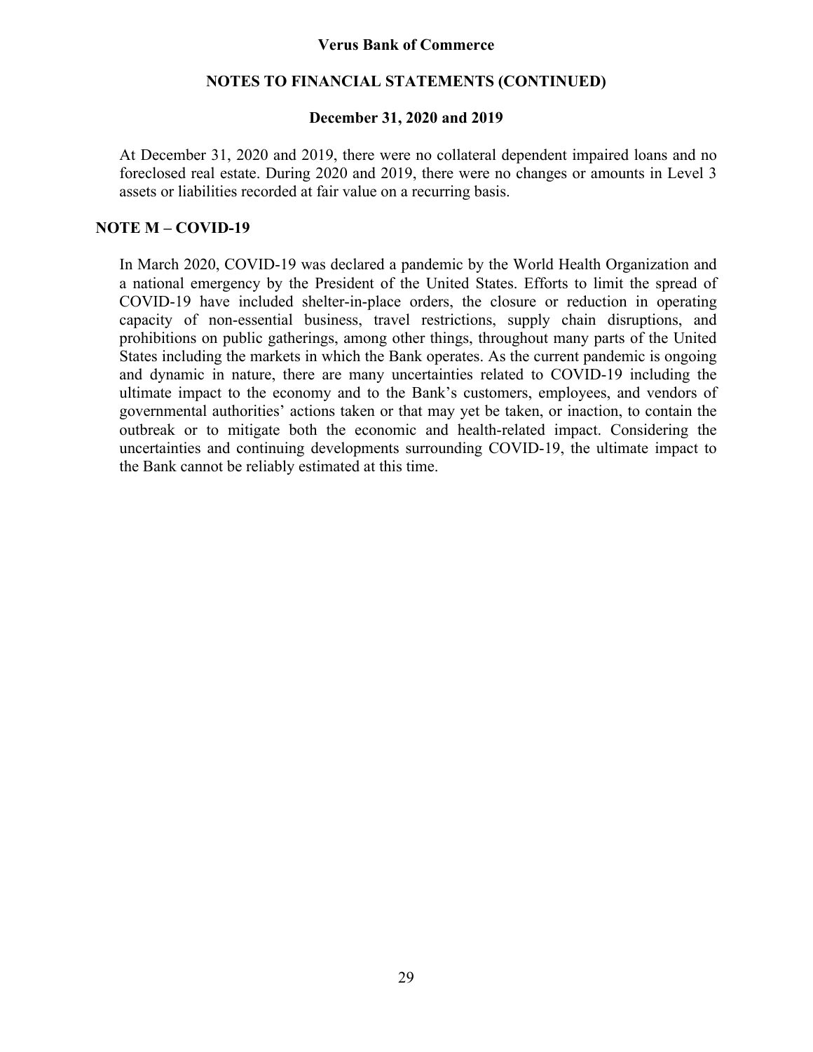At December 31, 2020 and 2019, there were no collateral dependent impaired loans and no foreclosed real estate. During 2020 and 2019, there were no changes or amounts in Level 3 assets or liabilities recorded at fair value on a recurring basis.

## NOTE M – COVID-19

In March 2020, COVID-19 was declared a pandemic by the World Health Organization and a national emergency by the President of the United States. Efforts to limit the spread of COVID-19 have included shelter-in-place orders, the closure or reduction in operating capacity of non-essential business, travel restrictions, supply chain disruptions, and prohibitions on public gatherings, among other things, throughout many parts of the United States including the markets in which the Bank operates. As the current pandemic is ongoing and dynamic in nature, there are many uncertainties related to COVID-19 including the ultimate impact to the economy and to the Bank's customers, employees, and vendors of governmental authorities' actions taken or that may yet be taken, or inaction, to contain the outbreak or to mitigate both the economic and health-related impact. Considering the uncertainties and continuing developments surrounding COVID-19, the ultimate impact to the Bank cannot be reliably estimated at this time.